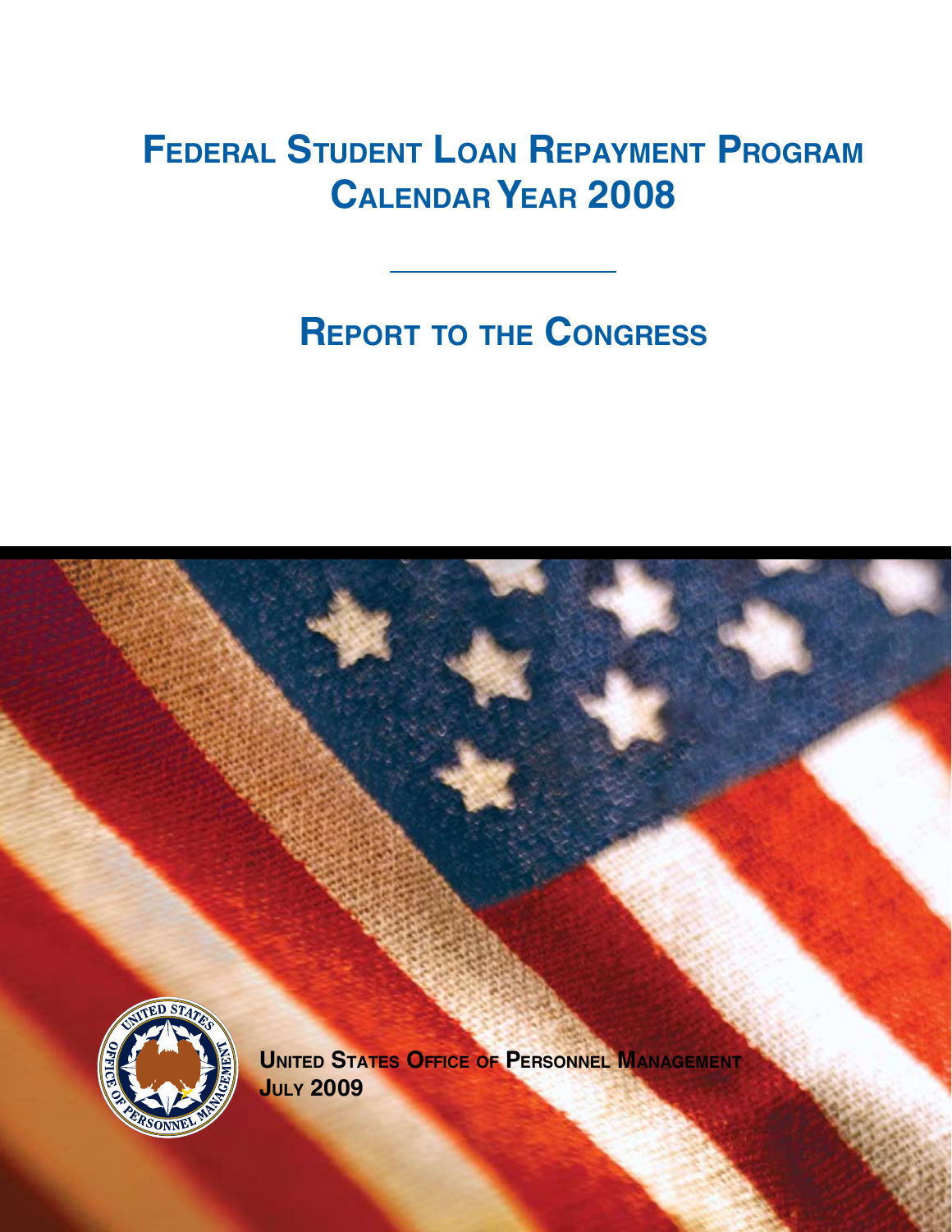# Federal Student Loan Repayment Program Calendar Year 2008

## Report to the Congress

United States Office of Personnel Management
July 2009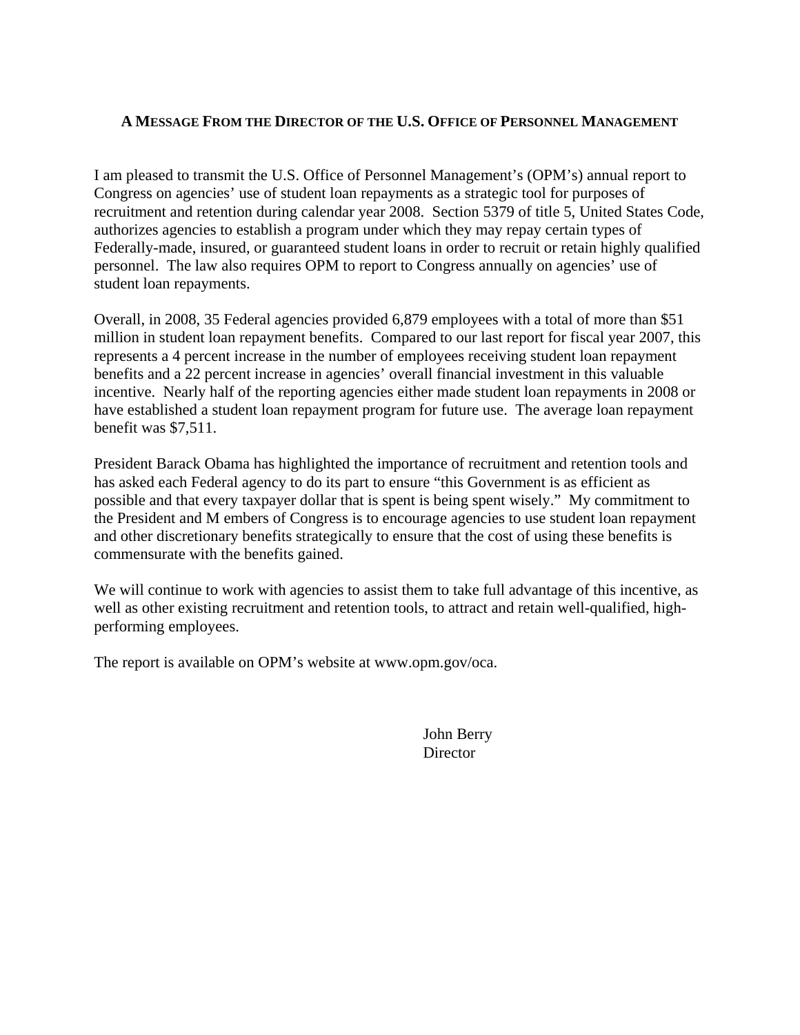## A Message From the Director of the U.S. Office of Personnel Management

I am pleased to transmit the U.S. Office of Personnel Management's (OPM's) annual report to Congress on agencies' use of student loan repayments as a strategic tool for purposes of recruitment and retention during calendar year 2008. Section 5379 of title 5, United States Code, authorizes agencies to establish a program under which they may repay certain types of Federally-made, insured, or guaranteed student loans in order to recruit or retain highly qualified personnel. The law also requires OPM to report to Congress annually on agencies' use of student loan repayments.

Overall, in 2008, 35 Federal agencies provided 6,879 employees with a total of more than $51 million in student loan repayment benefits. Compared to our last report for fiscal year 2007, this represents a 4 percent increase in the number of employees receiving student loan repayment benefits and a 22 percent increase in agencies' overall financial investment in this valuable incentive. Nearly half of the reporting agencies either made student loan repayments in 2008 or have established a student loan repayment program for future use. The average loan repayment benefit was $7,511.

President Barack Obama has highlighted the importance of recruitment and retention tools and has asked each Federal agency to do its part to ensure "this Government is as efficient as possible and that every taxpayer dollar that is spent is being spent wisely." My commitment to the President and M embers of Congress is to encourage agencies to use student loan repayment and other discretionary benefits strategically to ensure that the cost of using these benefits is commensurate with the benefits gained.

We will continue to work with agencies to assist them to take full advantage of this incentive, as well as other existing recruitment and retention tools, to attract and retain well-qualified, high-performing employees.

The report is available on OPM's website at www.opm.gov/oca.

John Berry
Director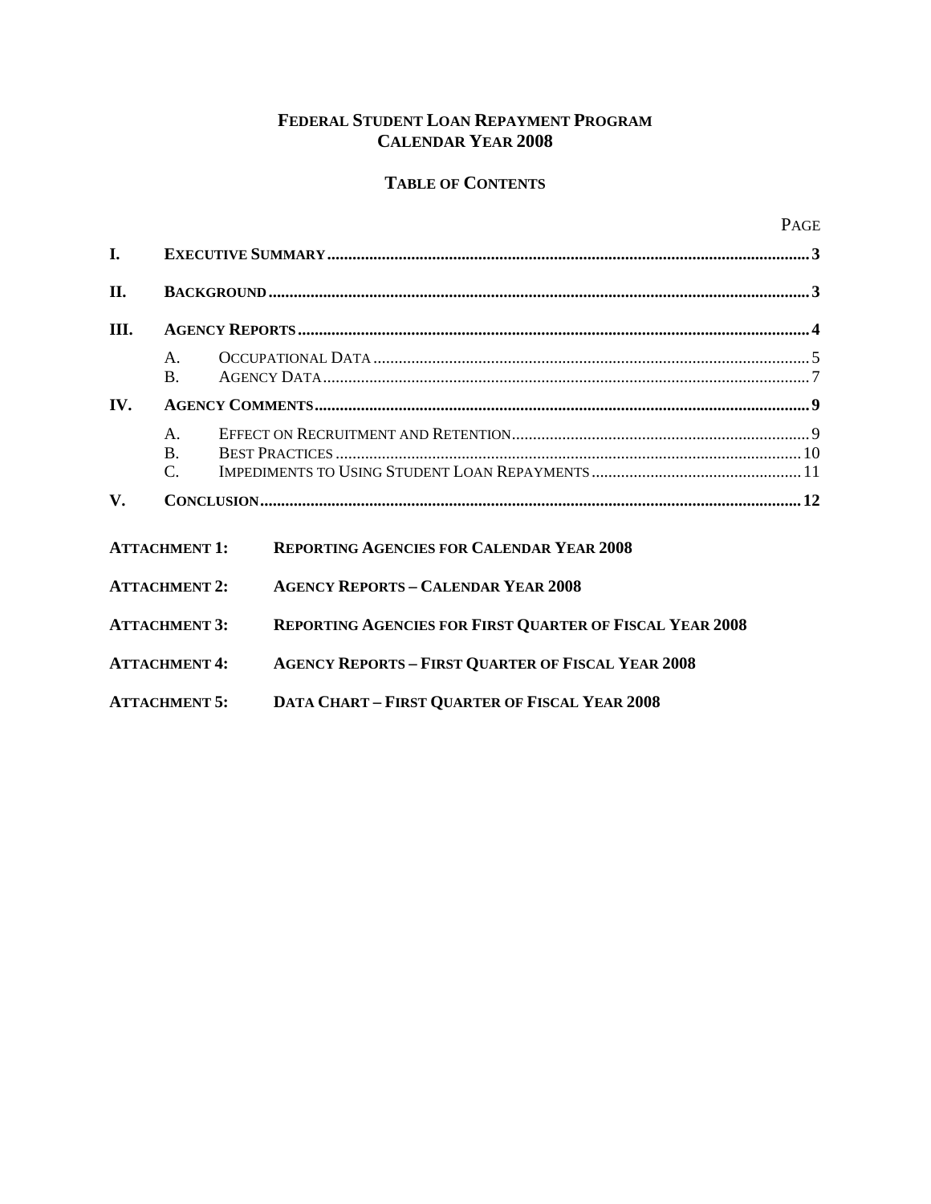# Federal Student Loan Repayment Program
# Calendar Year 2008

## Table of Contents

| | | Page |
|---|---|---|
| **I.** | **Executive Summary** | **3** |
| **II.** | **Background** | **3** |
| **III.** | **Agency Reports** | **4** |
| | A. Occupational Data | 5 |
| | B. Agency Data | 7 |
| **IV.** | **Agency Comments** | **9** |
| | A. Effect on Recruitment and Retention | 9 |
| | B. Best Practices | 10 |
| | C. Impediments to Using Student Loan Repayments | 11 |
| **V.** | **Conclusion** | **12** |

**Attachment 1:** **Reporting Agencies for Calendar Year 2008**

**Attachment 2:** **Agency Reports – Calendar Year 2008**

**Attachment 3:** **Reporting Agencies for First Quarter of Fiscal Year 2008**

**Attachment 4:** **Agency Reports – First Quarter of Fiscal Year 2008**

**Attachment 5:** **Data Chart – First Quarter of Fiscal Year 2008**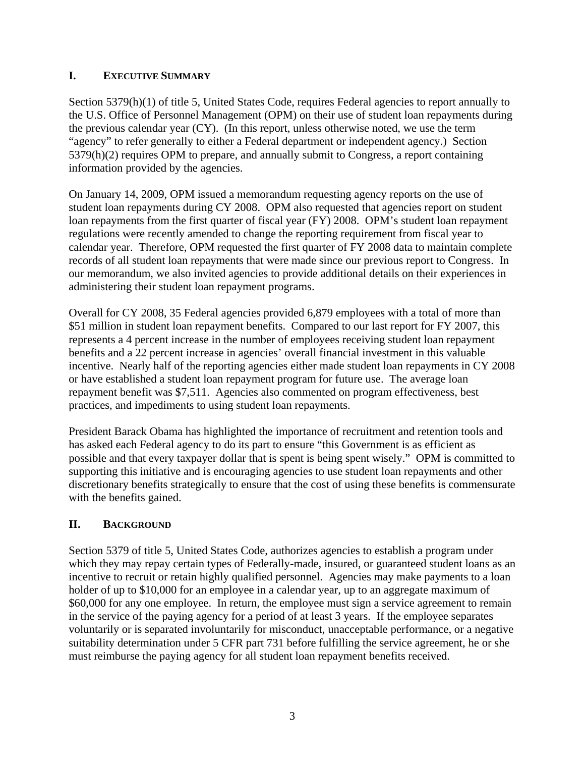## I. EXECUTIVE SUMMARY

Section 5379(h)(1) of title 5, United States Code, requires Federal agencies to report annually to the U.S. Office of Personnel Management (OPM) on their use of student loan repayments during the previous calendar year (CY). (In this report, unless otherwise noted, we use the term "agency" to refer generally to either a Federal department or independent agency.) Section 5379(h)(2) requires OPM to prepare, and annually submit to Congress, a report containing information provided by the agencies.

On January 14, 2009, OPM issued a memorandum requesting agency reports on the use of student loan repayments during CY 2008. OPM also requested that agencies report on student loan repayments from the first quarter of fiscal year (FY) 2008. OPM's student loan repayment regulations were recently amended to change the reporting requirement from fiscal year to calendar year. Therefore, OPM requested the first quarter of FY 2008 data to maintain complete records of all student loan repayments that were made since our previous report to Congress. In our memorandum, we also invited agencies to provide additional details on their experiences in administering their student loan repayment programs.

Overall for CY 2008, 35 Federal agencies provided 6,879 employees with a total of more than $51 million in student loan repayment benefits. Compared to our last report for FY 2007, this represents a 4 percent increase in the number of employees receiving student loan repayment benefits and a 22 percent increase in agencies' overall financial investment in this valuable incentive. Nearly half of the reporting agencies either made student loan repayments in CY 2008 or have established a student loan repayment program for future use. The average loan repayment benefit was $7,511. Agencies also commented on program effectiveness, best practices, and impediments to using student loan repayments.

President Barack Obama has highlighted the importance of recruitment and retention tools and has asked each Federal agency to do its part to ensure "this Government is as efficient as possible and that every taxpayer dollar that is spent is being spent wisely." OPM is committed to supporting this initiative and is encouraging agencies to use student loan repayments and other discretionary benefits strategically to ensure that the cost of using these benefits is commensurate with the benefits gained.

## II. BACKGROUND

Section 5379 of title 5, United States Code, authorizes agencies to establish a program under which they may repay certain types of Federally-made, insured, or guaranteed student loans as an incentive to recruit or retain highly qualified personnel. Agencies may make payments to a loan holder of up to $10,000 for an employee in a calendar year, up to an aggregate maximum of $60,000 for any one employee. In return, the employee must sign a service agreement to remain in the service of the paying agency for a period of at least 3 years. If the employee separates voluntarily or is separated involuntarily for misconduct, unacceptable performance, or a negative suitability determination under 5 CFR part 731 before fulfilling the service agreement, he or she must reimburse the paying agency for all student loan repayment benefits received.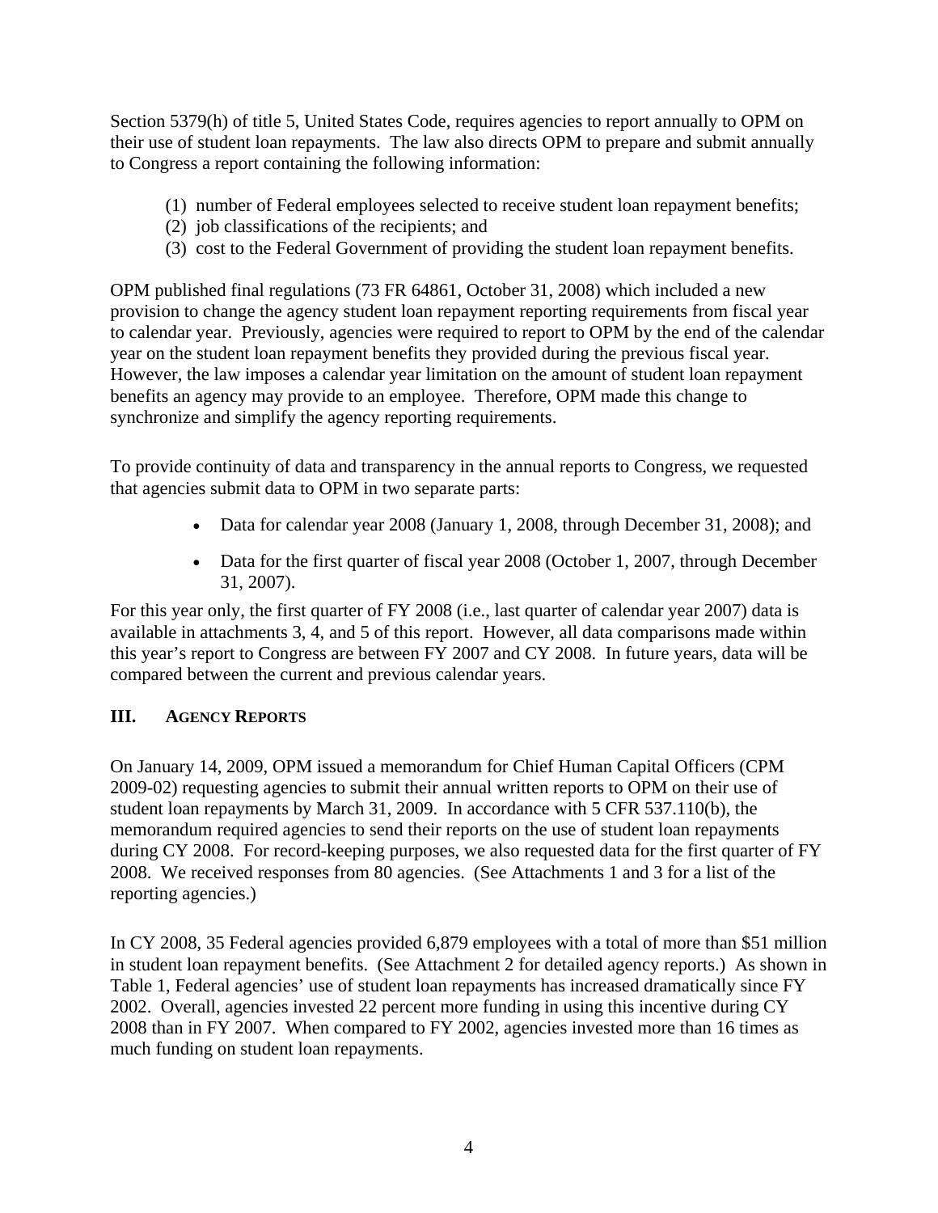Section 5379(h) of title 5, United States Code, requires agencies to report annually to OPM on their use of student loan repayments. The law also directs OPM to prepare and submit annually to Congress a report containing the following information:

(1) number of Federal employees selected to receive student loan repayment benefits;
(2) job classifications of the recipients; and
(3) cost to the Federal Government of providing the student loan repayment benefits.

OPM published final regulations (73 FR 64861, October 31, 2008) which included a new provision to change the agency student loan repayment reporting requirements from fiscal year to calendar year. Previously, agencies were required to report to OPM by the end of the calendar year on the student loan repayment benefits they provided during the previous fiscal year. However, the law imposes a calendar year limitation on the amount of student loan repayment benefits an agency may provide to an employee. Therefore, OPM made this change to synchronize and simplify the agency reporting requirements.

To provide continuity of data and transparency in the annual reports to Congress, we requested that agencies submit data to OPM in two separate parts:

- Data for calendar year 2008 (January 1, 2008, through December 31, 2008); and
- Data for the first quarter of fiscal year 2008 (October 1, 2007, through December 31, 2007).

For this year only, the first quarter of FY 2008 (i.e., last quarter of calendar year 2007) data is available in attachments 3, 4, and 5 of this report. However, all data comparisons made within this year's report to Congress are between FY 2007 and CY 2008. In future years, data will be compared between the current and previous calendar years.

## III. AGENCY REPORTS

On January 14, 2009, OPM issued a memorandum for Chief Human Capital Officers (CPM 2009-02) requesting agencies to submit their annual written reports to OPM on their use of student loan repayments by March 31, 2009. In accordance with 5 CFR 537.110(b), the memorandum required agencies to send their reports on the use of student loan repayments during CY 2008. For record-keeping purposes, we also requested data for the first quarter of FY 2008. We received responses from 80 agencies. (See Attachments 1 and 3 for a list of the reporting agencies.)

In CY 2008, 35 Federal agencies provided 6,879 employees with a total of more than $51 million in student loan repayment benefits. (See Attachment 2 for detailed agency reports.) As shown in Table 1, Federal agencies' use of student loan repayments has increased dramatically since FY 2002. Overall, agencies invested 22 percent more funding in using this incentive during CY 2008 than in FY 2007. When compared to FY 2002, agencies invested more than 16 times as much funding on student loan repayments.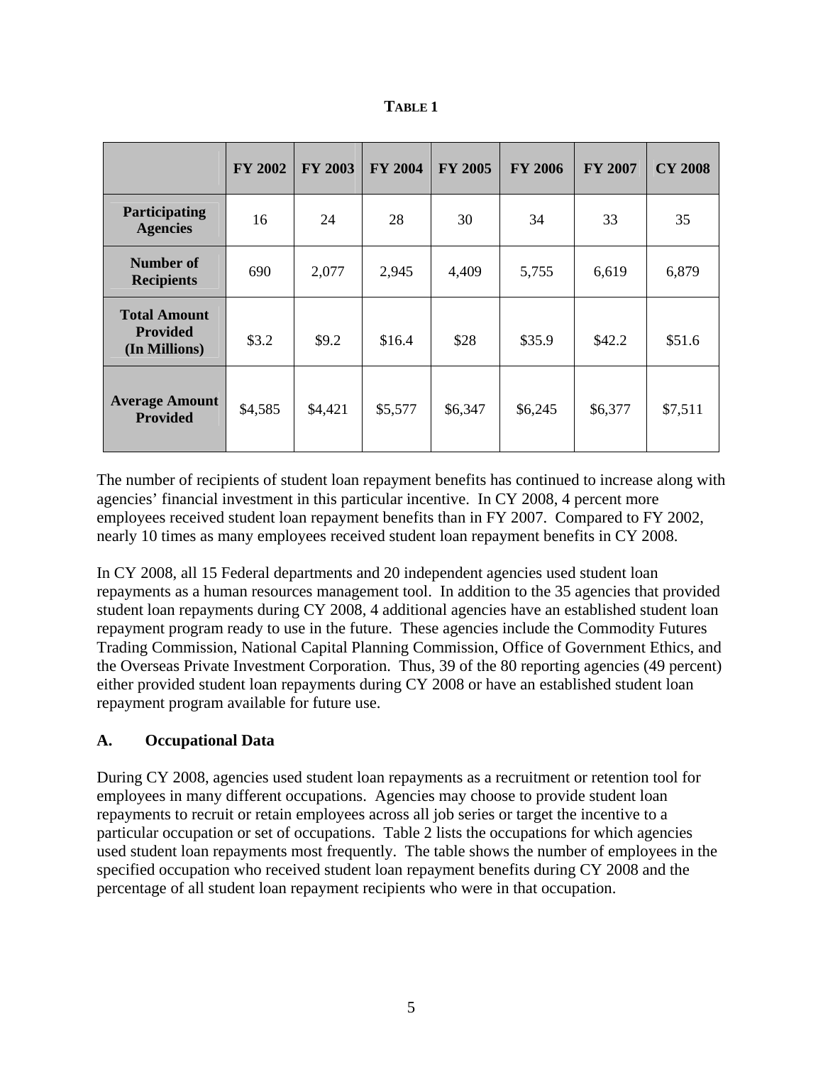**TABLE 1**

| | FY 2002 | FY 2003 | FY 2004 | FY 2005 | FY 2006 | FY 2007 | CY 2008 |
|---|---|---|---|---|---|---|---|
| **Participating Agencies** | 16 | 24 | 28 | 30 | 34 | 33 | 35 |
| **Number of Recipients** | 690 | 2,077 | 2,945 | 4,409 | 5,755 | 6,619 | 6,879 |
| **Total Amount Provided (In Millions)** | $3.2 | $9.2 | $16.4 | $28 | $35.9 | $42.2 | $51.6 |
| **Average Amount Provided** | $4,585 | $4,421 | $5,577 | $6,347 | $6,245 | $6,377 | $7,511 |

The number of recipients of student loan repayment benefits has continued to increase along with agencies' financial investment in this particular incentive. In CY 2008, 4 percent more employees received student loan repayment benefits than in FY 2007. Compared to FY 2002, nearly 10 times as many employees received student loan repayment benefits in CY 2008.

In CY 2008, all 15 Federal departments and 20 independent agencies used student loan repayments as a human resources management tool. In addition to the 35 agencies that provided student loan repayments during CY 2008, 4 additional agencies have an established student loan repayment program ready to use in the future. These agencies include the Commodity Futures Trading Commission, National Capital Planning Commission, Office of Government Ethics, and the Overseas Private Investment Corporation. Thus, 39 of the 80 reporting agencies (49 percent) either provided student loan repayments during CY 2008 or have an established student loan repayment program available for future use.

## A. Occupational Data

During CY 2008, agencies used student loan repayments as a recruitment or retention tool for employees in many different occupations. Agencies may choose to provide student loan repayments to recruit or retain employees across all job series or target the incentive to a particular occupation or set of occupations. Table 2 lists the occupations for which agencies used student loan repayments most frequently. The table shows the number of employees in the specified occupation who received student loan repayment benefits during CY 2008 and the percentage of all student loan repayment recipients who were in that occupation.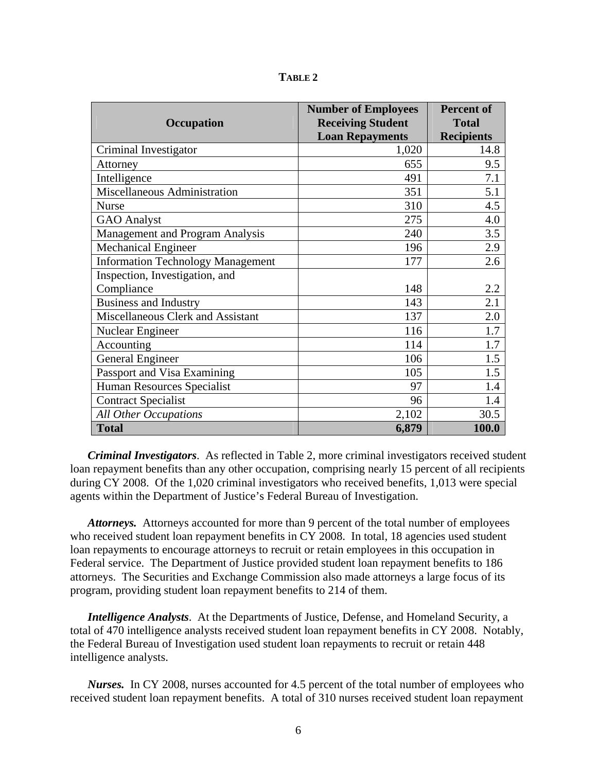**TABLE 2**

| Occupation | Number of Employees Receiving Student Loan Repayments | Percent of Total Recipients |
|---|---|---|
| Criminal Investigator | 1,020 | 14.8 |
| Attorney | 655 | 9.5 |
| Intelligence | 491 | 7.1 |
| Miscellaneous Administration | 351 | 5.1 |
| Nurse | 310 | 4.5 |
| GAO Analyst | 275 | 4.0 |
| Management and Program Analysis | 240 | 3.5 |
| Mechanical Engineer | 196 | 2.9 |
| Information Technology Management | 177 | 2.6 |
| Inspection, Investigation, and Compliance | 148 | 2.2 |
| Business and Industry | 143 | 2.1 |
| Miscellaneous Clerk and Assistant | 137 | 2.0 |
| Nuclear Engineer | 116 | 1.7 |
| Accounting | 114 | 1.7 |
| General Engineer | 106 | 1.5 |
| Passport and Visa Examining | 105 | 1.5 |
| Human Resources Specialist | 97 | 1.4 |
| Contract Specialist | 96 | 1.4 |
| *All Other Occupations* | 2,102 | 30.5 |
| **Total** | **6,879** | **100.0** |

***Criminal Investigators***. As reflected in Table 2, more criminal investigators received student loan repayment benefits than any other occupation, comprising nearly 15 percent of all recipients during CY 2008. Of the 1,020 criminal investigators who received benefits, 1,013 were special agents within the Department of Justice's Federal Bureau of Investigation.

***Attorneys.*** Attorneys accounted for more than 9 percent of the total number of employees who received student loan repayment benefits in CY 2008. In total, 18 agencies used student loan repayments to encourage attorneys to recruit or retain employees in this occupation in Federal service. The Department of Justice provided student loan repayment benefits to 186 attorneys. The Securities and Exchange Commission also made attorneys a large focus of its program, providing student loan repayment benefits to 214 of them.

***Intelligence Analysts***. At the Departments of Justice, Defense, and Homeland Security, a total of 470 intelligence analysts received student loan repayment benefits in CY 2008. Notably, the Federal Bureau of Investigation used student loan repayments to recruit or retain 448 intelligence analysts.

***Nurses.*** In CY 2008, nurses accounted for 4.5 percent of the total number of employees who received student loan repayment benefits. A total of 310 nurses received student loan repayment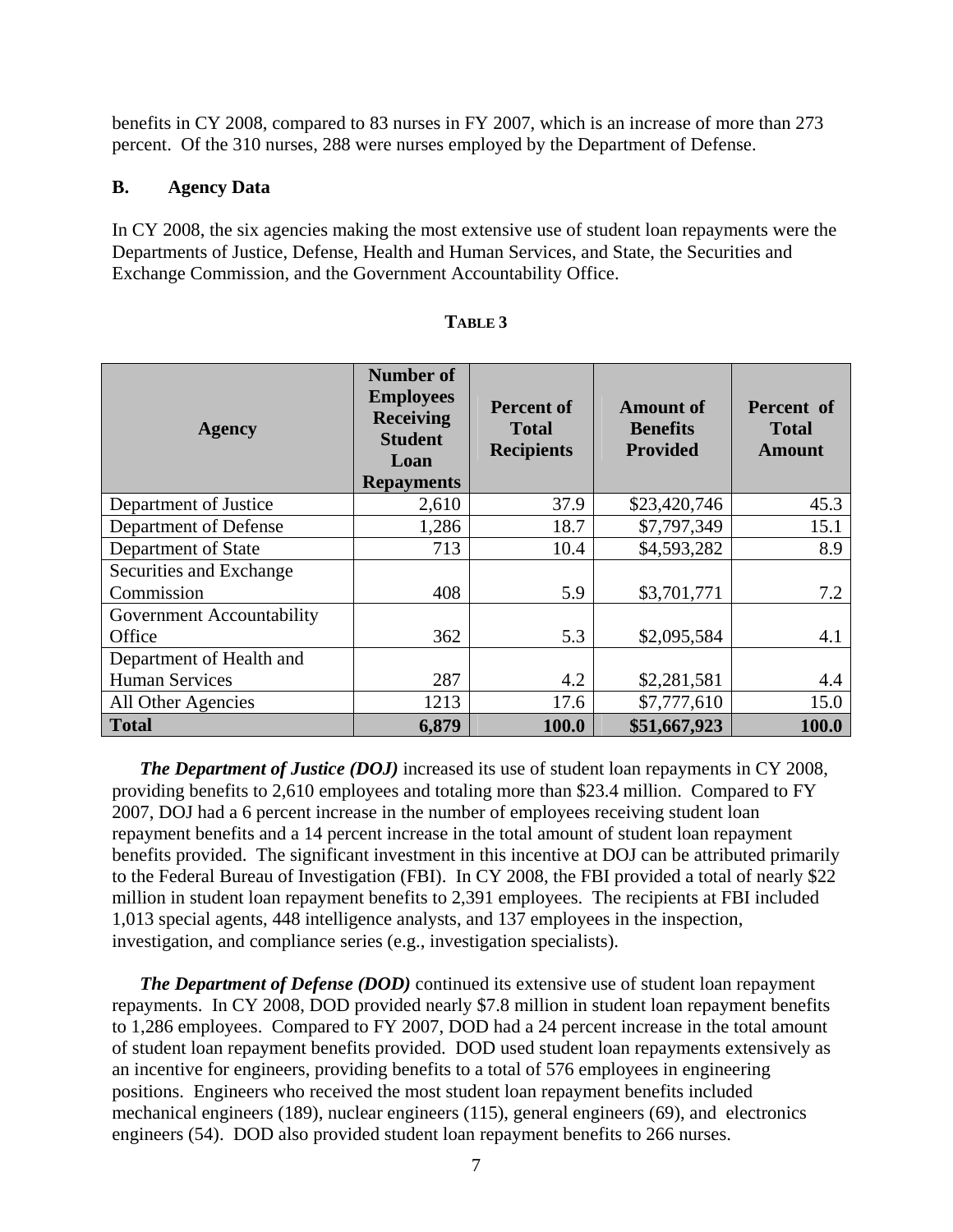benefits in CY 2008, compared to 83 nurses in FY 2007, which is an increase of more than 273 percent. Of the 310 nurses, 288 were nurses employed by the Department of Defense.

### B. Agency Data

In CY 2008, the six agencies making the most extensive use of student loan repayments were the Departments of Justice, Defense, Health and Human Services, and State, the Securities and Exchange Commission, and the Government Accountability Office.

**TABLE 3**

| Agency | Number of Employees Receiving Student Loan Repayments | Percent of Total Recipients | Amount of Benefits Provided | Percent of Total Amount |
|---|---|---|---|---|
| Department of Justice | 2,610 | 37.9 | $23,420,746 | 45.3 |
| Department of Defense | 1,286 | 18.7 | $7,797,349 | 15.1 |
| Department of State | 713 | 10.4 | $4,593,282 | 8.9 |
| Securities and Exchange Commission | 408 | 5.9 | $3,701,771 | 7.2 |
| Government Accountability Office | 362 | 5.3 | $2,095,584 | 4.1 |
| Department of Health and Human Services | 287 | 4.2 | $2,281,581 | 4.4 |
| All Other Agencies | 1213 | 17.6 | $7,777,610 | 15.0 |
| **Total** | **6,879** | **100.0** | **$51,667,923** | **100.0** |

***The Department of Justice (DOJ)*** increased its use of student loan repayments in CY 2008, providing benefits to 2,610 employees and totaling more than $23.4 million. Compared to FY 2007, DOJ had a 6 percent increase in the number of employees receiving student loan repayment benefits and a 14 percent increase in the total amount of student loan repayment benefits provided. The significant investment in this incentive at DOJ can be attributed primarily to the Federal Bureau of Investigation (FBI). In CY 2008, the FBI provided a total of nearly $22 million in student loan repayment benefits to 2,391 employees. The recipients at FBI included 1,013 special agents, 448 intelligence analysts, and 137 employees in the inspection, investigation, and compliance series (e.g., investigation specialists).

***The Department of Defense (DOD)*** continued its extensive use of student loan repayment repayments. In CY 2008, DOD provided nearly $7.8 million in student loan repayment benefits to 1,286 employees. Compared to FY 2007, DOD had a 24 percent increase in the total amount of student loan repayment benefits provided. DOD used student loan repayments extensively as an incentive for engineers, providing benefits to a total of 576 employees in engineering positions. Engineers who received the most student loan repayment benefits included mechanical engineers (189), nuclear engineers (115), general engineers (69), and electronics engineers (54). DOD also provided student loan repayment benefits to 266 nurses.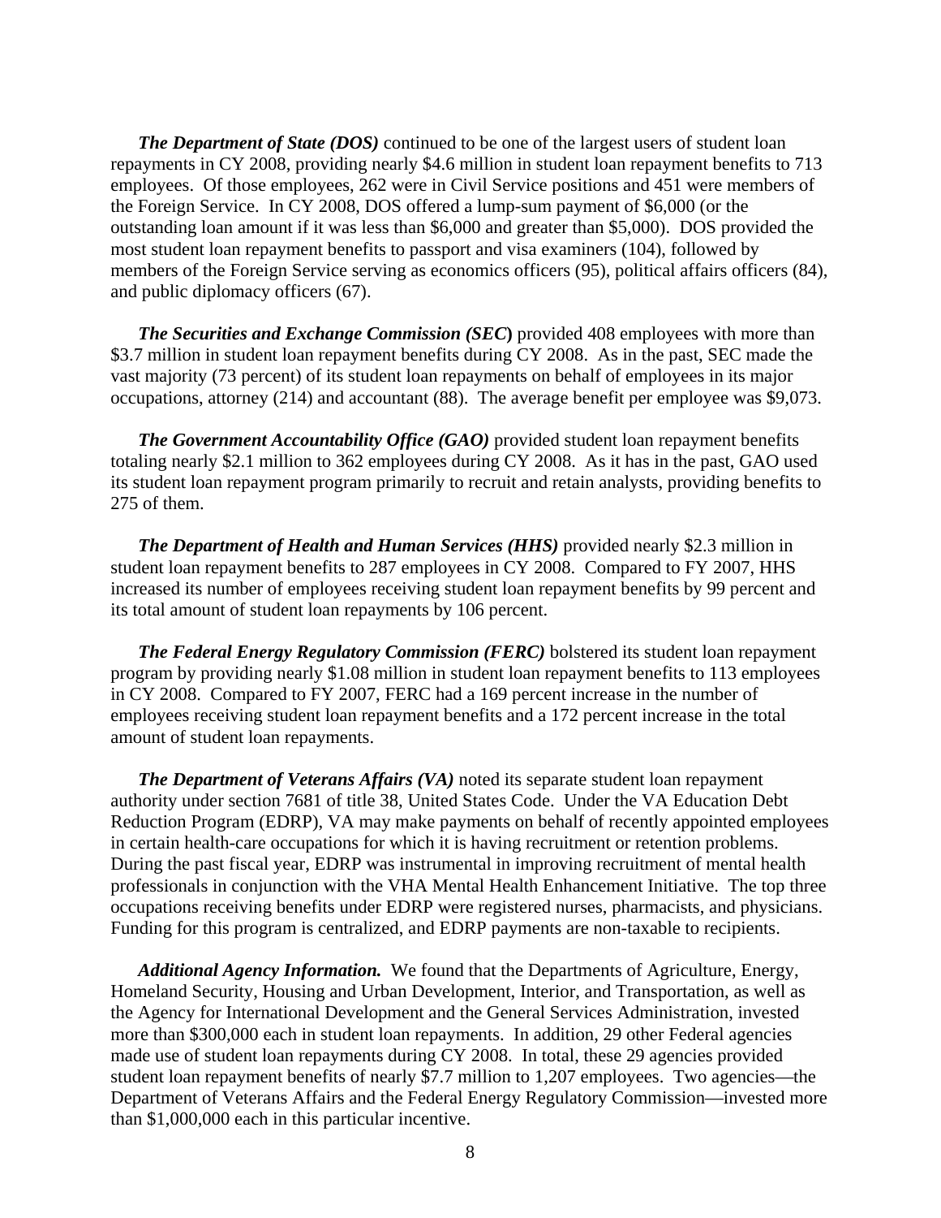***The Department of State (DOS)*** continued to be one of the largest users of student loan repayments in CY 2008, providing nearly $4.6 million in student loan repayment benefits to 713 employees. Of those employees, 262 were in Civil Service positions and 451 were members of the Foreign Service. In CY 2008, DOS offered a lump-sum payment of $6,000 (or the outstanding loan amount if it was less than $6,000 and greater than $5,000). DOS provided the most student loan repayment benefits to passport and visa examiners (104), followed by members of the Foreign Service serving as economics officers (95), political affairs officers (84), and public diplomacy officers (67).

***The Securities and Exchange Commission (SEC)*** provided 408 employees with more than $3.7 million in student loan repayment benefits during CY 2008. As in the past, SEC made the vast majority (73 percent) of its student loan repayments on behalf of employees in its major occupations, attorney (214) and accountant (88). The average benefit per employee was $9,073.

***The Government Accountability Office (GAO)*** provided student loan repayment benefits totaling nearly $2.1 million to 362 employees during CY 2008. As it has in the past, GAO used its student loan repayment program primarily to recruit and retain analysts, providing benefits to 275 of them.

***The Department of Health and Human Services (HHS)*** provided nearly $2.3 million in student loan repayment benefits to 287 employees in CY 2008. Compared to FY 2007, HHS increased its number of employees receiving student loan repayment benefits by 99 percent and its total amount of student loan repayments by 106 percent.

***The Federal Energy Regulatory Commission (FERC)*** bolstered its student loan repayment program by providing nearly $1.08 million in student loan repayment benefits to 113 employees in CY 2008. Compared to FY 2007, FERC had a 169 percent increase in the number of employees receiving student loan repayment benefits and a 172 percent increase in the total amount of student loan repayments.

***The Department of Veterans Affairs (VA)*** noted its separate student loan repayment authority under section 7681 of title 38, United States Code. Under the VA Education Debt Reduction Program (EDRP), VA may make payments on behalf of recently appointed employees in certain health-care occupations for which it is having recruitment or retention problems. During the past fiscal year, EDRP was instrumental in improving recruitment of mental health professionals in conjunction with the VHA Mental Health Enhancement Initiative. The top three occupations receiving benefits under EDRP were registered nurses, pharmacists, and physicians. Funding for this program is centralized, and EDRP payments are non-taxable to recipients.

***Additional Agency Information.*** We found that the Departments of Agriculture, Energy, Homeland Security, Housing and Urban Development, Interior, and Transportation, as well as the Agency for International Development and the General Services Administration, invested more than $300,000 each in student loan repayments. In addition, 29 other Federal agencies made use of student loan repayments during CY 2008. In total, these 29 agencies provided student loan repayment benefits of nearly $7.7 million to 1,207 employees. Two agencies—the Department of Veterans Affairs and the Federal Energy Regulatory Commission—invested more than $1,000,000 each in this particular incentive.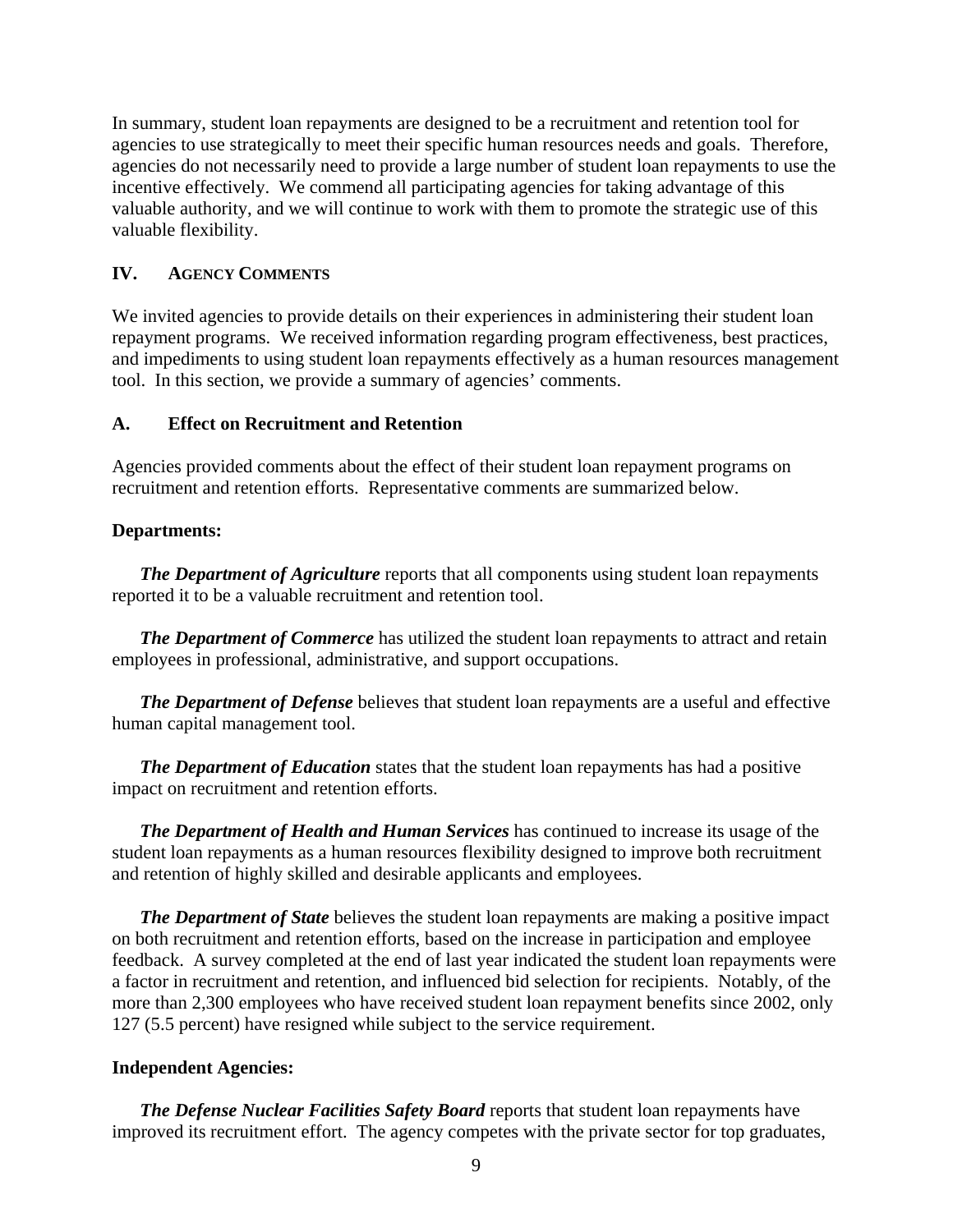In summary, student loan repayments are designed to be a recruitment and retention tool for agencies to use strategically to meet their specific human resources needs and goals. Therefore, agencies do not necessarily need to provide a large number of student loan repayments to use the incentive effectively. We commend all participating agencies for taking advantage of this valuable authority, and we will continue to work with them to promote the strategic use of this valuable flexibility.

## IV. AGENCY COMMENTS

We invited agencies to provide details on their experiences in administering their student loan repayment programs. We received information regarding program effectiveness, best practices, and impediments to using student loan repayments effectively as a human resources management tool. In this section, we provide a summary of agencies' comments.

### A. Effect on Recruitment and Retention

Agencies provided comments about the effect of their student loan repayment programs on recruitment and retention efforts. Representative comments are summarized below.

**Departments:**

***The Department of Agriculture*** reports that all components using student loan repayments reported it to be a valuable recruitment and retention tool.

***The Department of Commerce*** has utilized the student loan repayments to attract and retain employees in professional, administrative, and support occupations.

***The Department of Defense*** believes that student loan repayments are a useful and effective human capital management tool.

***The Department of Education*** states that the student loan repayments has had a positive impact on recruitment and retention efforts.

***The Department of Health and Human Services*** has continued to increase its usage of the student loan repayments as a human resources flexibility designed to improve both recruitment and retention of highly skilled and desirable applicants and employees.

***The Department of State*** believes the student loan repayments are making a positive impact on both recruitment and retention efforts, based on the increase in participation and employee feedback. A survey completed at the end of last year indicated the student loan repayments were a factor in recruitment and retention, and influenced bid selection for recipients. Notably, of the more than 2,300 employees who have received student loan repayment benefits since 2002, only 127 (5.5 percent) have resigned while subject to the service requirement.

**Independent Agencies:**

***The Defense Nuclear Facilities Safety Board*** reports that student loan repayments have improved its recruitment effort. The agency competes with the private sector for top graduates,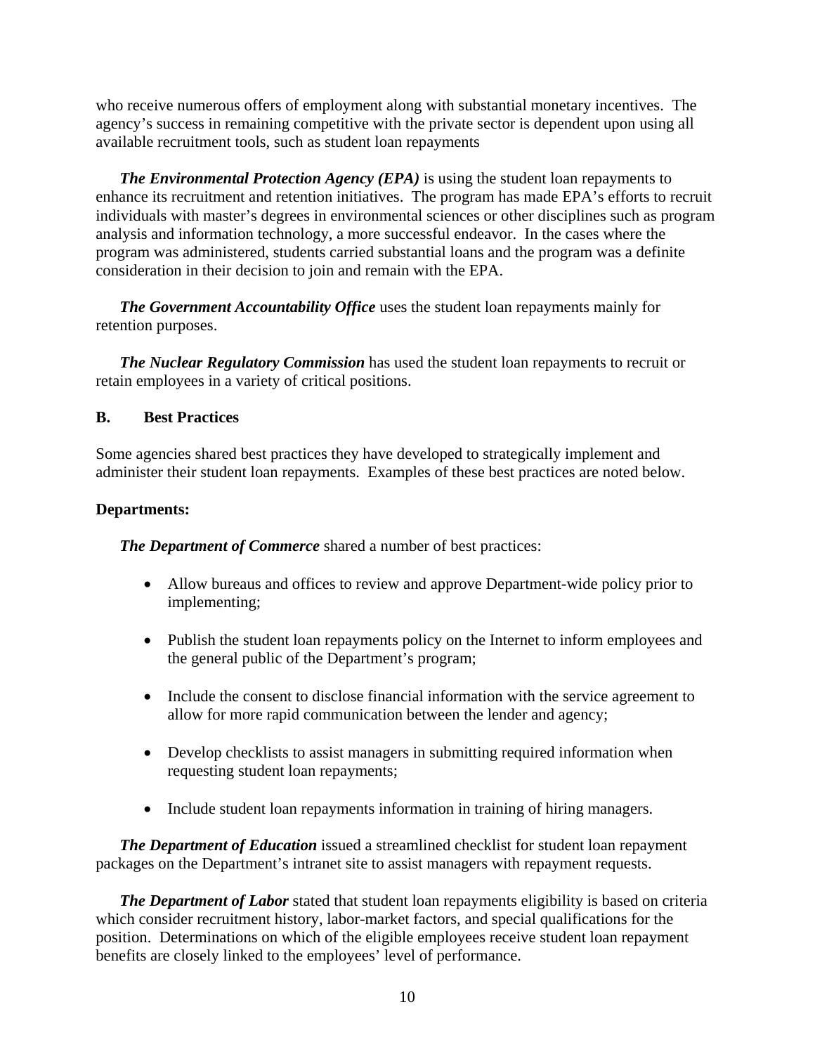who receive numerous offers of employment along with substantial monetary incentives. The agency's success in remaining competitive with the private sector is dependent upon using all available recruitment tools, such as student loan repayments

***The Environmental Protection Agency (EPA)*** is using the student loan repayments to enhance its recruitment and retention initiatives. The program has made EPA's efforts to recruit individuals with master's degrees in environmental sciences or other disciplines such as program analysis and information technology, a more successful endeavor. In the cases where the program was administered, students carried substantial loans and the program was a definite consideration in their decision to join and remain with the EPA.

***The Government Accountability Office*** uses the student loan repayments mainly for retention purposes.

***The Nuclear Regulatory Commission*** has used the student loan repayments to recruit or retain employees in a variety of critical positions.

### B. Best Practices

Some agencies shared best practices they have developed to strategically implement and administer their student loan repayments. Examples of these best practices are noted below.

**Departments:**

***The Department of Commerce*** shared a number of best practices:

- Allow bureaus and offices to review and approve Department-wide policy prior to implementing;
- Publish the student loan repayments policy on the Internet to inform employees and the general public of the Department's program;
- Include the consent to disclose financial information with the service agreement to allow for more rapid communication between the lender and agency;
- Develop checklists to assist managers in submitting required information when requesting student loan repayments;
- Include student loan repayments information in training of hiring managers.

***The Department of Education*** issued a streamlined checklist for student loan repayment packages on the Department's intranet site to assist managers with repayment requests.

***The Department of Labor*** stated that student loan repayments eligibility is based on criteria which consider recruitment history, labor-market factors, and special qualifications for the position. Determinations on which of the eligible employees receive student loan repayment benefits are closely linked to the employees' level of performance.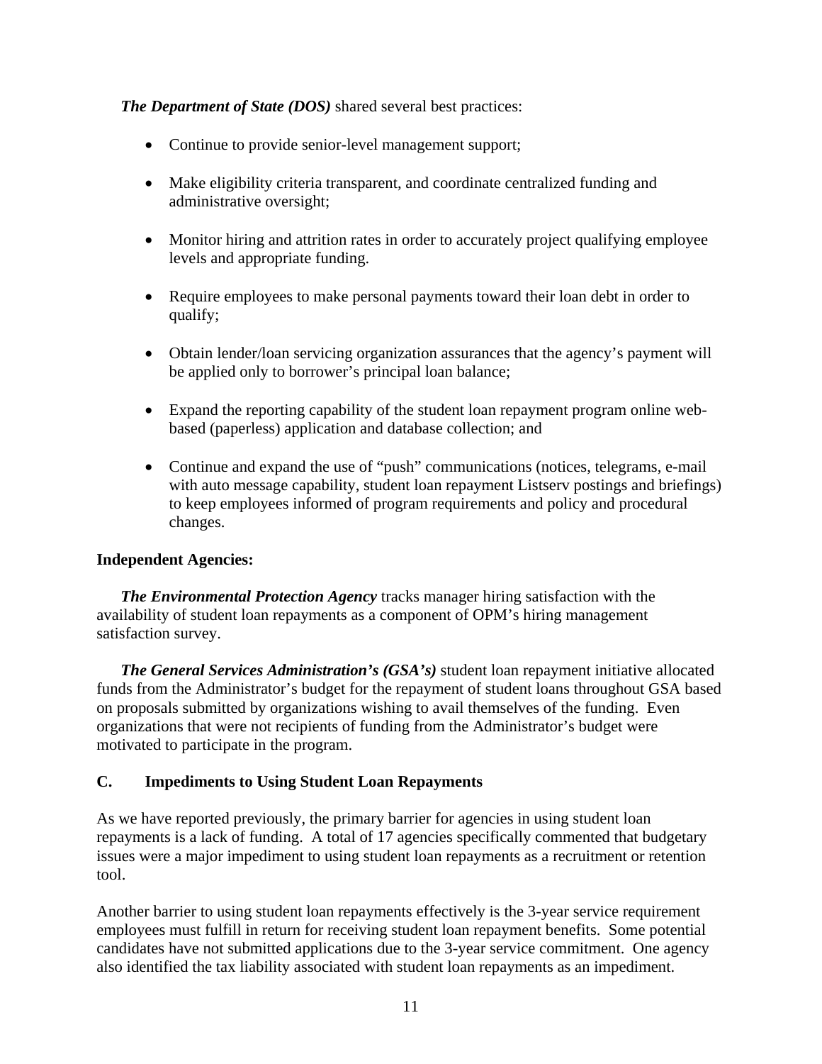***The Department of State (DOS)*** shared several best practices:

- Continue to provide senior-level management support;
- Make eligibility criteria transparent, and coordinate centralized funding and administrative oversight;
- Monitor hiring and attrition rates in order to accurately project qualifying employee levels and appropriate funding.
- Require employees to make personal payments toward their loan debt in order to qualify;
- Obtain lender/loan servicing organization assurances that the agency's payment will be applied only to borrower's principal loan balance;
- Expand the reporting capability of the student loan repayment program online web-based (paperless) application and database collection; and
- Continue and expand the use of "push" communications (notices, telegrams, e-mail with auto message capability, student loan repayment Listserv postings and briefings) to keep employees informed of program requirements and policy and procedural changes.

**Independent Agencies:**

***The Environmental Protection Agency*** tracks manager hiring satisfaction with the availability of student loan repayments as a component of OPM's hiring management satisfaction survey.

***The General Services Administration's (GSA's)*** student loan repayment initiative allocated funds from the Administrator's budget for the repayment of student loans throughout GSA based on proposals submitted by organizations wishing to avail themselves of the funding. Even organizations that were not recipients of funding from the Administrator's budget were motivated to participate in the program.

### C. Impediments to Using Student Loan Repayments

As we have reported previously, the primary barrier for agencies in using student loan repayments is a lack of funding. A total of 17 agencies specifically commented that budgetary issues were a major impediment to using student loan repayments as a recruitment or retention tool.

Another barrier to using student loan repayments effectively is the 3-year service requirement employees must fulfill in return for receiving student loan repayment benefits. Some potential candidates have not submitted applications due to the 3-year service commitment. One agency also identified the tax liability associated with student loan repayments as an impediment.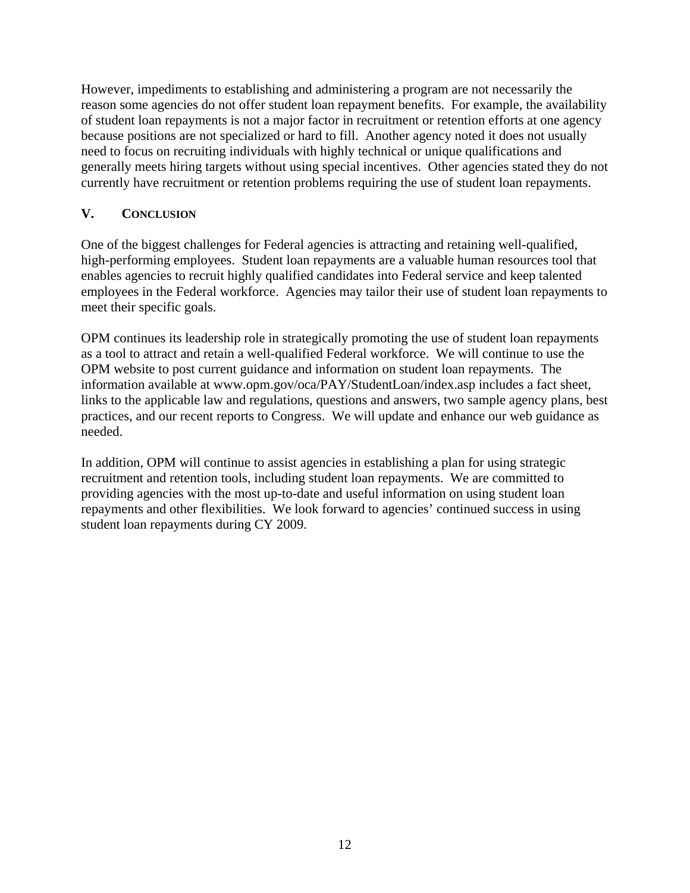However, impediments to establishing and administering a program are not necessarily the reason some agencies do not offer student loan repayment benefits. For example, the availability of student loan repayments is not a major factor in recruitment or retention efforts at one agency because positions are not specialized or hard to fill. Another agency noted it does not usually need to focus on recruiting individuals with highly technical or unique qualifications and generally meets hiring targets without using special incentives. Other agencies stated they do not currently have recruitment or retention problems requiring the use of student loan repayments.

## V. CONCLUSION

One of the biggest challenges for Federal agencies is attracting and retaining well-qualified, high-performing employees. Student loan repayments are a valuable human resources tool that enables agencies to recruit highly qualified candidates into Federal service and keep talented employees in the Federal workforce. Agencies may tailor their use of student loan repayments to meet their specific goals.

OPM continues its leadership role in strategically promoting the use of student loan repayments as a tool to attract and retain a well-qualified Federal workforce. We will continue to use the OPM website to post current guidance and information on student loan repayments. The information available at www.opm.gov/oca/PAY/StudentLoan/index.asp includes a fact sheet, links to the applicable law and regulations, questions and answers, two sample agency plans, best practices, and our recent reports to Congress. We will update and enhance our web guidance as needed.

In addition, OPM will continue to assist agencies in establishing a plan for using strategic recruitment and retention tools, including student loan repayments. We are committed to providing agencies with the most up-to-date and useful information on using student loan repayments and other flexibilities. We look forward to agencies' continued success in using student loan repayments during CY 2009.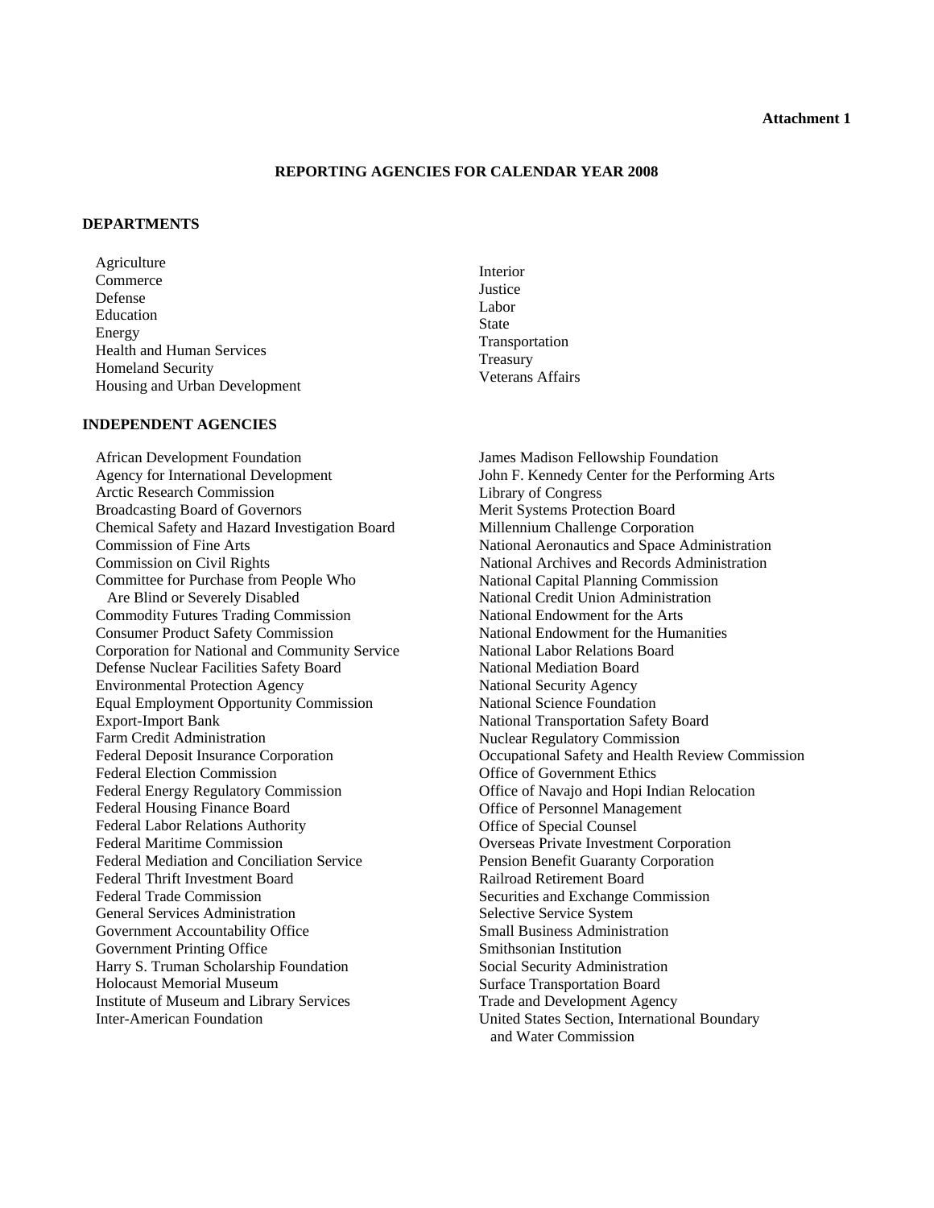**Attachment 1**

## REPORTING AGENCIES FOR CALENDAR YEAR 2008

### DEPARTMENTS

Agriculture
Commerce
Defense
Education
Energy
Health and Human Services
Homeland Security
Housing and Urban Development
Interior
Justice
Labor
State
Transportation
Treasury
Veterans Affairs

### INDEPENDENT AGENCIES

African Development Foundation
Agency for International Development
Arctic Research Commission
Broadcasting Board of Governors
Chemical Safety and Hazard Investigation Board
Commission of Fine Arts
Commission on Civil Rights
Committee for Purchase from People Who Are Blind or Severely Disabled
Commodity Futures Trading Commission
Consumer Product Safety Commission
Corporation for National and Community Service
Defense Nuclear Facilities Safety Board
Environmental Protection Agency
Equal Employment Opportunity Commission
Export-Import Bank
Farm Credit Administration
Federal Deposit Insurance Corporation
Federal Election Commission
Federal Energy Regulatory Commission
Federal Housing Finance Board
Federal Labor Relations Authority
Federal Maritime Commission
Federal Mediation and Conciliation Service
Federal Thrift Investment Board
Federal Trade Commission
General Services Administration
Government Accountability Office
Government Printing Office
Harry S. Truman Scholarship Foundation
Holocaust Memorial Museum
Institute of Museum and Library Services
Inter-American Foundation
James Madison Fellowship Foundation
John F. Kennedy Center for the Performing Arts
Library of Congress
Merit Systems Protection Board
Millennium Challenge Corporation
National Aeronautics and Space Administration
National Archives and Records Administration
National Capital Planning Commission
National Credit Union Administration
National Endowment for the Arts
National Endowment for the Humanities
National Labor Relations Board
National Mediation Board
National Security Agency
National Science Foundation
National Transportation Safety Board
Nuclear Regulatory Commission
Occupational Safety and Health Review Commission
Office of Government Ethics
Office of Navajo and Hopi Indian Relocation
Office of Personnel Management
Office of Special Counsel
Overseas Private Investment Corporation
Pension Benefit Guaranty Corporation
Railroad Retirement Board
Securities and Exchange Commission
Selective Service System
Small Business Administration
Smithsonian Institution
Social Security Administration
Surface Transportation Board
Trade and Development Agency
United States Section, International Boundary and Water Commission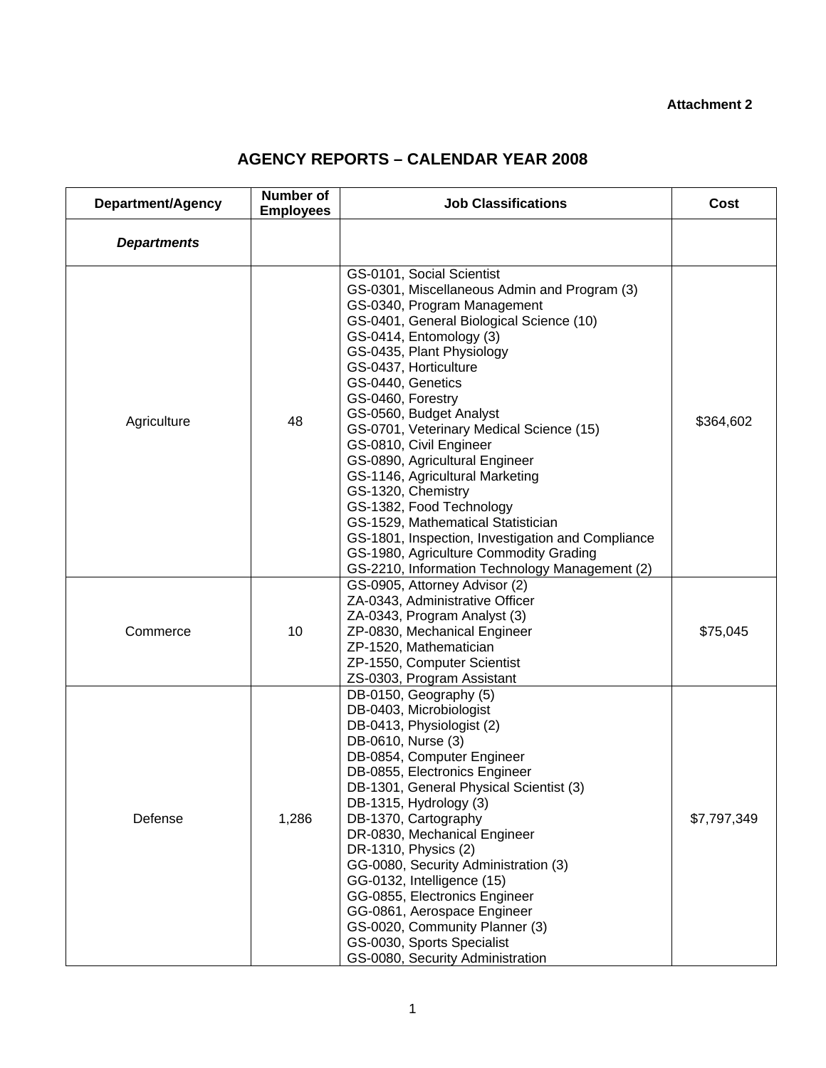**Attachment 2**

## AGENCY REPORTS – CALENDAR YEAR 2008

| Department/Agency | Number of Employees | Job Classifications | Cost |
|---|---|---|---|
| ***Departments*** | | | |
| Agriculture | 48 | GS-0101, Social Scientist<br>GS-0301, Miscellaneous Admin and Program (3)<br>GS-0340, Program Management<br>GS-0401, General Biological Science (10)<br>GS-0414, Entomology (3)<br>GS-0435, Plant Physiology<br>GS-0437, Horticulture<br>GS-0440, Genetics<br>GS-0460, Forestry<br>GS-0560, Budget Analyst<br>GS-0701, Veterinary Medical Science (15)<br>GS-0810, Civil Engineer<br>GS-0890, Agricultural Engineer<br>GS-1146, Agricultural Marketing<br>GS-1320, Chemistry<br>GS-1382, Food Technology<br>GS-1529, Mathematical Statistician<br>GS-1801, Inspection, Investigation and Compliance<br>GS-1980, Agriculture Commodity Grading<br>GS-2210, Information Technology Management (2) | $364,602 |
| Commerce | 10 | GS-0905, Attorney Advisor (2)<br>ZA-0343, Administrative Officer<br>ZA-0343, Program Analyst (3)<br>ZP-0830, Mechanical Engineer<br>ZP-1520, Mathematician<br>ZP-1550, Computer Scientist<br>ZS-0303, Program Assistant | $75,045 |
| Defense | 1,286 | DB-0150, Geography (5)<br>DB-0403, Microbiologist<br>DB-0413, Physiologist (2)<br>DB-0610, Nurse (3)<br>DB-0854, Computer Engineer<br>DB-0855, Electronics Engineer<br>DB-1301, General Physical Scientist (3)<br>DB-1315, Hydrology (3)<br>DB-1370, Cartography<br>DR-0830, Mechanical Engineer<br>DR-1310, Physics (2)<br>GG-0080, Security Administration (3)<br>GG-0132, Intelligence (15)<br>GG-0855, Electronics Engineer<br>GG-0861, Aerospace Engineer<br>GS-0020, Community Planner (3)<br>GS-0030, Sports Specialist<br>GS-0080, Security Administration | $7,797,349 |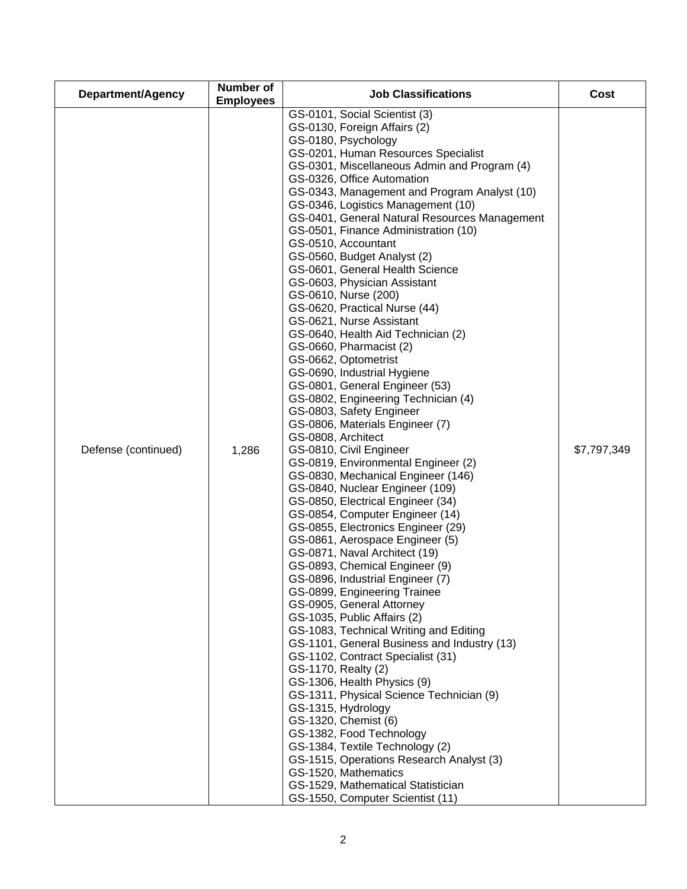| Department/Agency | Number of Employees | Job Classifications | Cost |
|---|---|---|---|
| Defense (continued) | 1,286 | GS-0101, Social Scientist (3)<br>GS-0130, Foreign Affairs (2)<br>GS-0180, Psychology<br>GS-0201, Human Resources Specialist<br>GS-0301, Miscellaneous Admin and Program (4)<br>GS-0326, Office Automation<br>GS-0343, Management and Program Analyst (10)<br>GS-0346, Logistics Management (10)<br>GS-0401, General Natural Resources Management<br>GS-0501, Finance Administration (10)<br>GS-0510, Accountant<br>GS-0560, Budget Analyst (2)<br>GS-0601, General Health Science<br>GS-0603, Physician Assistant<br>GS-0610, Nurse (200)<br>GS-0620, Practical Nurse (44)<br>GS-0621, Nurse Assistant<br>GS-0640, Health Aid Technician (2)<br>GS-0660, Pharmacist (2)<br>GS-0662, Optometrist<br>GS-0690, Industrial Hygiene<br>GS-0801, General Engineer (53)<br>GS-0802, Engineering Technician (4)<br>GS-0803, Safety Engineer<br>GS-0806, Materials Engineer (7)<br>GS-0808, Architect<br>GS-0810, Civil Engineer<br>GS-0819, Environmental Engineer (2)<br>GS-0830, Mechanical Engineer (146)<br>GS-0840, Nuclear Engineer (109)<br>GS-0850, Electrical Engineer (34)<br>GS-0854, Computer Engineer (14)<br>GS-0855, Electronics Engineer (29)<br>GS-0861, Aerospace Engineer (5)<br>GS-0871, Naval Architect (19)<br>GS-0893, Chemical Engineer (9)<br>GS-0896, Industrial Engineer (7)<br>GS-0899, Engineering Trainee<br>GS-0905, General Attorney<br>GS-1035, Public Affairs (2)<br>GS-1083, Technical Writing and Editing<br>GS-1101, General Business and Industry (13)<br>GS-1102, Contract Specialist (31)<br>GS-1170, Realty (2)<br>GS-1306, Health Physics (9)<br>GS-1311, Physical Science Technician (9)<br>GS-1315, Hydrology<br>GS-1320, Chemist (6)<br>GS-1382, Food Technology<br>GS-1384, Textile Technology (2)<br>GS-1515, Operations Research Analyst (3)<br>GS-1520, Mathematics<br>GS-1529, Mathematical Statistician<br>GS-1550, Computer Scientist (11) | $7,797,349 |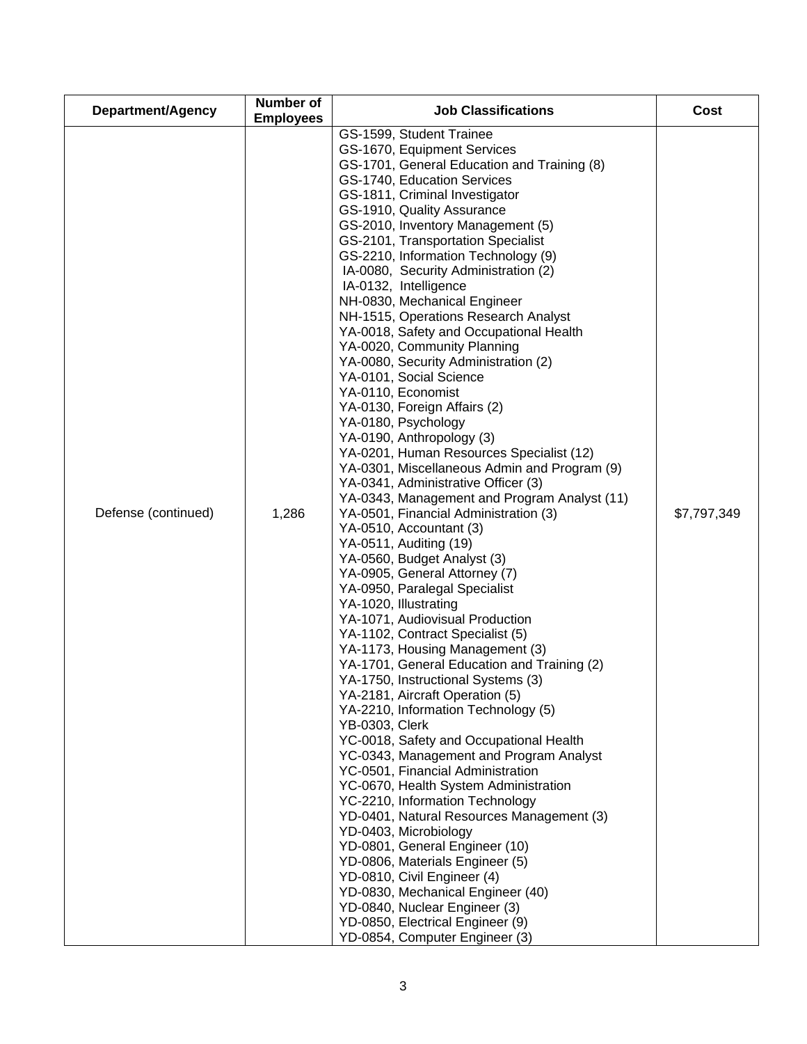| Department/Agency | Number of Employees | Job Classifications | Cost |
|---|---|---|---|
| Defense (continued) | 1,286 | GS-1599, Student Trainee<br>GS-1670, Equipment Services<br>GS-1701, General Education and Training (8)<br>GS-1740, Education Services<br>GS-1811, Criminal Investigator<br>GS-1910, Quality Assurance<br>GS-2010, Inventory Management (5)<br>GS-2101, Transportation Specialist<br>GS-2210, Information Technology (9)<br>IA-0080, Security Administration (2)<br>IA-0132, Intelligence<br>NH-0830, Mechanical Engineer<br>NH-1515, Operations Research Analyst<br>YA-0018, Safety and Occupational Health<br>YA-0020, Community Planning<br>YA-0080, Security Administration (2)<br>YA-0101, Social Science<br>YA-0110, Economist<br>YA-0130, Foreign Affairs (2)<br>YA-0180, Psychology<br>YA-0190, Anthropology (3)<br>YA-0201, Human Resources Specialist (12)<br>YA-0301, Miscellaneous Admin and Program (9)<br>YA-0341, Administrative Officer (3)<br>YA-0343, Management and Program Analyst (11)<br>YA-0501, Financial Administration (3)<br>YA-0510, Accountant (3)<br>YA-0511, Auditing (19)<br>YA-0560, Budget Analyst (3)<br>YA-0905, General Attorney (7)<br>YA-0950, Paralegal Specialist<br>YA-1020, Illustrating<br>YA-1071, Audiovisual Production<br>YA-1102, Contract Specialist (5)<br>YA-1173, Housing Management (3)<br>YA-1701, General Education and Training (2)<br>YA-1750, Instructional Systems (3)<br>YA-2181, Aircraft Operation (5)<br>YA-2210, Information Technology (5)<br>YB-0303, Clerk<br>YC-0018, Safety and Occupational Health<br>YC-0343, Management and Program Analyst<br>YC-0501, Financial Administration<br>YC-0670, Health System Administration<br>YC-2210, Information Technology<br>YD-0401, Natural Resources Management (3)<br>YD-0403, Microbiology<br>YD-0801, General Engineer (10)<br>YD-0806, Materials Engineer (5)<br>YD-0810, Civil Engineer (4)<br>YD-0830, Mechanical Engineer (40)<br>YD-0840, Nuclear Engineer (3)<br>YD-0850, Electrical Engineer (9)<br>YD-0854, Computer Engineer (3) | $7,797,349 |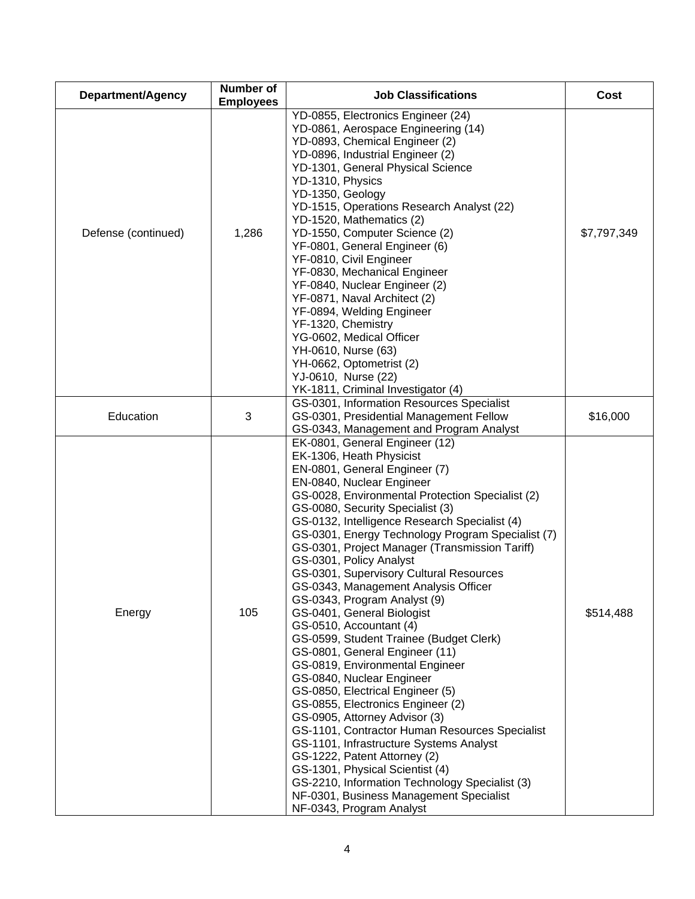| Department/Agency | Number of Employees | Job Classifications | Cost |
|---|---|---|---|
| Defense (continued) | 1,286 | YD-0855, Electronics Engineer (24)<br>YD-0861, Aerospace Engineering (14)<br>YD-0893, Chemical Engineer (2)<br>YD-0896, Industrial Engineer (2)<br>YD-1301, General Physical Science<br>YD-1310, Physics<br>YD-1350, Geology<br>YD-1515, Operations Research Analyst (22)<br>YD-1520, Mathematics (2)<br>YD-1550, Computer Science (2)<br>YF-0801, General Engineer (6)<br>YF-0810, Civil Engineer<br>YF-0830, Mechanical Engineer<br>YF-0840, Nuclear Engineer (2)<br>YF-0871, Naval Architect (2)<br>YF-0894, Welding Engineer<br>YF-1320, Chemistry<br>YG-0602, Medical Officer<br>YH-0610, Nurse (63)<br>YH-0662, Optometrist (2)<br>YJ-0610, Nurse (22)<br>YK-1811, Criminal Investigator (4) | $7,797,349 |
| Education | 3 | GS-0301, Information Resources Specialist<br>GS-0301, Presidential Management Fellow<br>GS-0343, Management and Program Analyst | $16,000 |
| Energy | 105 | EK-0801, General Engineer (12)<br>EK-1306, Heath Physicist<br>EN-0801, General Engineer (7)<br>EN-0840, Nuclear Engineer<br>GS-0028, Environmental Protection Specialist (2)<br>GS-0080, Security Specialist (3)<br>GS-0132, Intelligence Research Specialist (4)<br>GS-0301, Energy Technology Program Specialist (7)<br>GS-0301, Project Manager (Transmission Tariff)<br>GS-0301, Policy Analyst<br>GS-0301, Supervisory Cultural Resources<br>GS-0343, Management Analysis Officer<br>GS-0343, Program Analyst (9)<br>GS-0401, General Biologist<br>GS-0510, Accountant (4)<br>GS-0599, Student Trainee (Budget Clerk)<br>GS-0801, General Engineer (11)<br>GS-0819, Environmental Engineer<br>GS-0840, Nuclear Engineer<br>GS-0850, Electrical Engineer (5)<br>GS-0855, Electronics Engineer (2)<br>GS-0905, Attorney Advisor (3)<br>GS-1101, Contractor Human Resources Specialist<br>GS-1101, Infrastructure Systems Analyst<br>GS-1222, Patent Attorney (2)<br>GS-1301, Physical Scientist (4)<br>GS-2210, Information Technology Specialist (3)<br>NF-0301, Business Management Specialist<br>NF-0343, Program Analyst | $514,488 |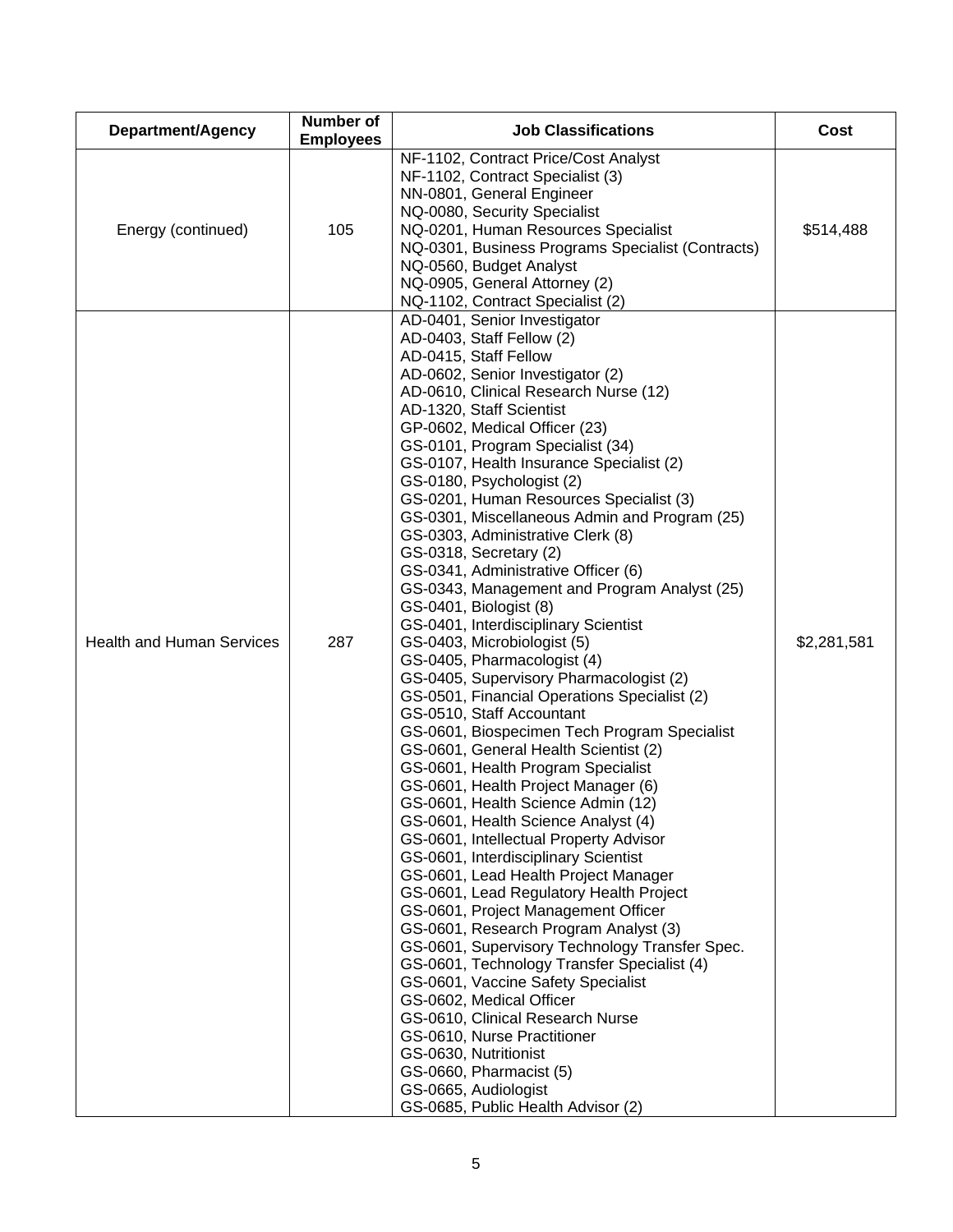| Department/Agency | Number of Employees | Job Classifications | Cost |
|---|---|---|---|
| Energy (continued) | 105 | NF-1102, Contract Price/Cost Analyst<br>NF-1102, Contract Specialist (3)<br>NN-0801, General Engineer<br>NQ-0080, Security Specialist<br>NQ-0201, Human Resources Specialist<br>NQ-0301, Business Programs Specialist (Contracts)<br>NQ-0560, Budget Analyst<br>NQ-0905, General Attorney (2)<br>NQ-1102, Contract Specialist (2) | $514,488 |
| Health and Human Services | 287 | AD-0401, Senior Investigator<br>AD-0403, Staff Fellow (2)<br>AD-0415, Staff Fellow<br>AD-0602, Senior Investigator (2)<br>AD-0610, Clinical Research Nurse (12)<br>AD-1320, Staff Scientist<br>GP-0602, Medical Officer (23)<br>GS-0101, Program Specialist (34)<br>GS-0107, Health Insurance Specialist (2)<br>GS-0180, Psychologist (2)<br>GS-0201, Human Resources Specialist (3)<br>GS-0301, Miscellaneous Admin and Program (25)<br>GS-0303, Administrative Clerk (8)<br>GS-0318, Secretary (2)<br>GS-0341, Administrative Officer (6)<br>GS-0343, Management and Program Analyst (25)<br>GS-0401, Biologist (8)<br>GS-0401, Interdisciplinary Scientist<br>GS-0403, Microbiologist (5)<br>GS-0405, Pharmacologist (4)<br>GS-0405, Supervisory Pharmacologist (2)<br>GS-0501, Financial Operations Specialist (2)<br>GS-0510, Staff Accountant<br>GS-0601, Biospecimen Tech Program Specialist<br>GS-0601, General Health Scientist (2)<br>GS-0601, Health Program Specialist<br>GS-0601, Health Project Manager (6)<br>GS-0601, Health Science Admin (12)<br>GS-0601, Health Science Analyst (4)<br>GS-0601, Intellectual Property Advisor<br>GS-0601, Interdisciplinary Scientist<br>GS-0601, Lead Health Project Manager<br>GS-0601, Lead Regulatory Health Project<br>GS-0601, Project Management Officer<br>GS-0601, Research Program Analyst (3)<br>GS-0601, Supervisory Technology Transfer Spec.<br>GS-0601, Technology Transfer Specialist (4)<br>GS-0601, Vaccine Safety Specialist<br>GS-0602, Medical Officer<br>GS-0610, Clinical Research Nurse<br>GS-0610, Nurse Practitioner<br>GS-0630, Nutritionist<br>GS-0660, Pharmacist (5)<br>GS-0665, Audiologist<br>GS-0685, Public Health Advisor (2) | $2,281,581 |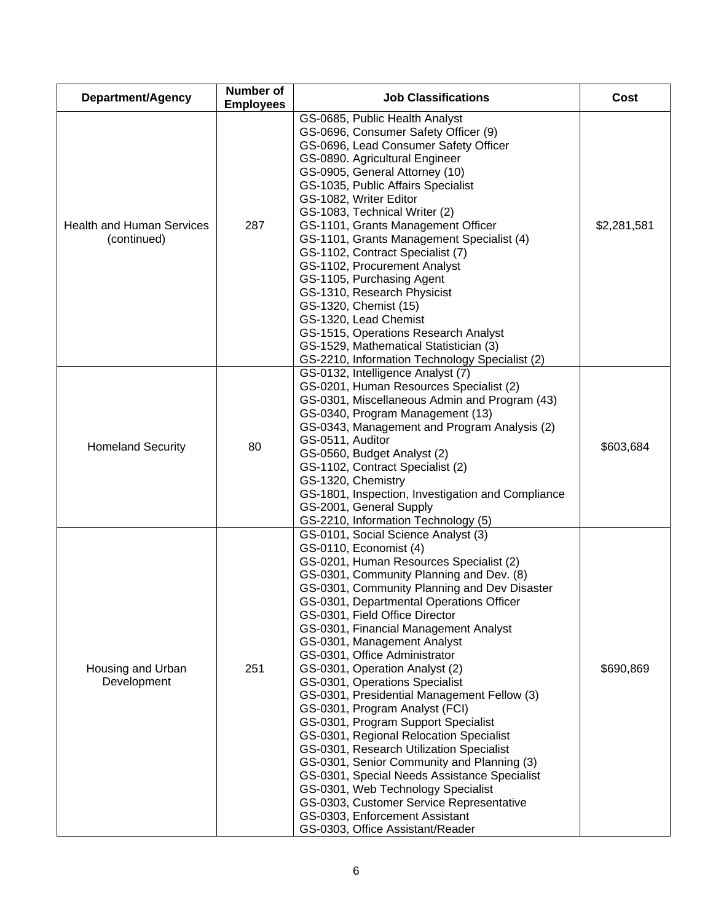| Department/Agency | Number of Employees | Job Classifications | Cost |
|---|---|---|---|
| Health and Human Services (continued) | 287 | GS-0685, Public Health Analyst<br>GS-0696, Consumer Safety Officer (9)<br>GS-0696, Lead Consumer Safety Officer<br>GS-0890. Agricultural Engineer<br>GS-0905, General Attorney (10)<br>GS-1035, Public Affairs Specialist<br>GS-1082, Writer Editor<br>GS-1083, Technical Writer (2)<br>GS-1101, Grants Management Officer<br>GS-1101, Grants Management Specialist (4)<br>GS-1102, Contract Specialist (7)<br>GS-1102, Procurement Analyst<br>GS-1105, Purchasing Agent<br>GS-1310, Research Physicist<br>GS-1320, Chemist (15)<br>GS-1320, Lead Chemist<br>GS-1515, Operations Research Analyst<br>GS-1529, Mathematical Statistician (3)<br>GS-2210, Information Technology Specialist (2) | $2,281,581 |
| Homeland Security | 80 | GS-0132, Intelligence Analyst (7)<br>GS-0201, Human Resources Specialist (2)<br>GS-0301, Miscellaneous Admin and Program (43)<br>GS-0340, Program Management (13)<br>GS-0343, Management and Program Analysis (2)<br>GS-0511, Auditor<br>GS-0560, Budget Analyst (2)<br>GS-1102, Contract Specialist (2)<br>GS-1320, Chemistry<br>GS-1801, Inspection, Investigation and Compliance<br>GS-2001, General Supply<br>GS-2210, Information Technology (5) | $603,684 |
| Housing and Urban Development | 251 | GS-0101, Social Science Analyst (3)<br>GS-0110, Economist (4)<br>GS-0201, Human Resources Specialist (2)<br>GS-0301, Community Planning and Dev. (8)<br>GS-0301, Community Planning and Dev Disaster<br>GS-0301, Departmental Operations Officer<br>GS-0301, Field Office Director<br>GS-0301, Financial Management Analyst<br>GS-0301, Management Analyst<br>GS-0301, Office Administrator<br>GS-0301, Operation Analyst (2)<br>GS-0301, Operations Specialist<br>GS-0301, Presidential Management Fellow (3)<br>GS-0301, Program Analyst (FCI)<br>GS-0301, Program Support Specialist<br>GS-0301, Regional Relocation Specialist<br>GS-0301, Research Utilization Specialist<br>GS-0301, Senior Community and Planning (3)<br>GS-0301, Special Needs Assistance Specialist<br>GS-0301, Web Technology Specialist<br>GS-0303, Customer Service Representative<br>GS-0303, Enforcement Assistant<br>GS-0303, Office Assistant/Reader | $690,869 |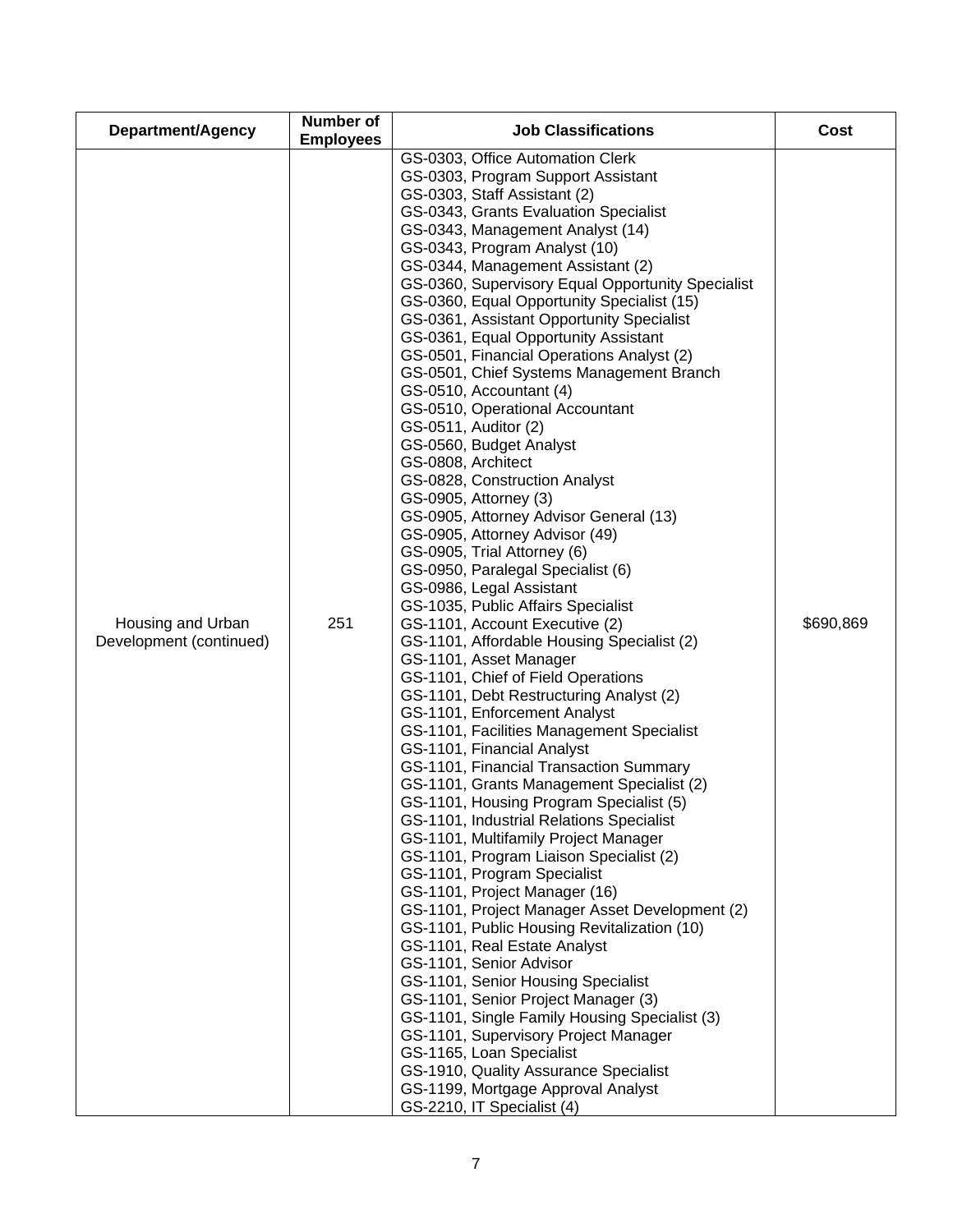| Department/Agency | Number of Employees | Job Classifications | Cost |
|---|---|---|---|
| Housing and Urban Development (continued) | 251 | GS-0303, Office Automation Clerk<br>GS-0303, Program Support Assistant<br>GS-0303, Staff Assistant (2)<br>GS-0343, Grants Evaluation Specialist<br>GS-0343, Management Analyst (14)<br>GS-0343, Program Analyst (10)<br>GS-0344, Management Assistant (2)<br>GS-0360, Supervisory Equal Opportunity Specialist<br>GS-0360, Equal Opportunity Specialist (15)<br>GS-0361, Assistant Opportunity Specialist<br>GS-0361, Equal Opportunity Assistant<br>GS-0501, Financial Operations Analyst (2)<br>GS-0501, Chief Systems Management Branch<br>GS-0510, Accountant (4)<br>GS-0510, Operational Accountant<br>GS-0511, Auditor (2)<br>GS-0560, Budget Analyst<br>GS-0808, Architect<br>GS-0828, Construction Analyst<br>GS-0905, Attorney (3)<br>GS-0905, Attorney Advisor General (13)<br>GS-0905, Attorney Advisor (49)<br>GS-0905, Trial Attorney (6)<br>GS-0950, Paralegal Specialist (6)<br>GS-0986, Legal Assistant<br>GS-1035, Public Affairs Specialist<br>GS-1101, Account Executive (2)<br>GS-1101, Affordable Housing Specialist (2)<br>GS-1101, Asset Manager<br>GS-1101, Chief of Field Operations<br>GS-1101, Debt Restructuring Analyst (2)<br>GS-1101, Enforcement Analyst<br>GS-1101, Facilities Management Specialist<br>GS-1101, Financial Analyst<br>GS-1101, Financial Transaction Summary<br>GS-1101, Grants Management Specialist (2)<br>GS-1101, Housing Program Specialist (5)<br>GS-1101, Industrial Relations Specialist<br>GS-1101, Multifamily Project Manager<br>GS-1101, Program Liaison Specialist (2)<br>GS-1101, Program Specialist<br>GS-1101, Project Manager (16)<br>GS-1101, Project Manager Asset Development (2)<br>GS-1101, Public Housing Revitalization (10)<br>GS-1101, Real Estate Analyst<br>GS-1101, Senior Advisor<br>GS-1101, Senior Housing Specialist<br>GS-1101, Senior Project Manager (3)<br>GS-1101, Single Family Housing Specialist (3)<br>GS-1101, Supervisory Project Manager<br>GS-1165, Loan Specialist<br>GS-1910, Quality Assurance Specialist<br>GS-1199, Mortgage Approval Analyst<br>GS-2210, IT Specialist (4) | $690,869 |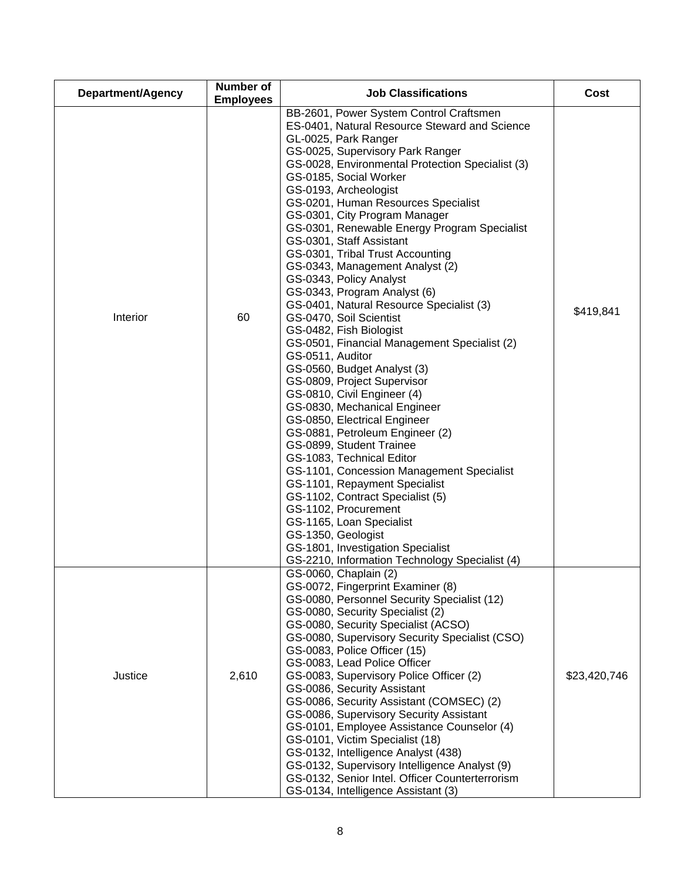| Department/Agency | Number of Employees | Job Classifications | Cost |
| --- | --- | --- | --- |
| Interior | 60 | BB-2601, Power System Control Craftsmen<br>ES-0401, Natural Resource Steward and Science<br>GL-0025, Park Ranger<br>GS-0025, Supervisory Park Ranger<br>GS-0028, Environmental Protection Specialist (3)<br>GS-0185, Social Worker<br>GS-0193, Archeologist<br>GS-0201, Human Resources Specialist<br>GS-0301, City Program Manager<br>GS-0301, Renewable Energy Program Specialist<br>GS-0301, Staff Assistant<br>GS-0301, Tribal Trust Accounting<br>GS-0343, Management Analyst (2)<br>GS-0343, Policy Analyst<br>GS-0343, Program Analyst (6)<br>GS-0401, Natural Resource Specialist (3)<br>GS-0470, Soil Scientist<br>GS-0482, Fish Biologist<br>GS-0501, Financial Management Specialist (2)<br>GS-0511, Auditor<br>GS-0560, Budget Analyst (3)<br>GS-0809, Project Supervisor<br>GS-0810, Civil Engineer (4)<br>GS-0830, Mechanical Engineer<br>GS-0850, Electrical Engineer<br>GS-0881, Petroleum Engineer (2)<br>GS-0899, Student Trainee<br>GS-1083, Technical Editor<br>GS-1101, Concession Management Specialist<br>GS-1101, Repayment Specialist<br>GS-1102, Contract Specialist (5)<br>GS-1102, Procurement<br>GS-1165, Loan Specialist<br>GS-1350, Geologist<br>GS-1801, Investigation Specialist<br>GS-2210, Information Technology Specialist (4) | $419,841 |
| Justice | 2,610 | GS-0060, Chaplain (2)<br>GS-0072, Fingerprint Examiner (8)<br>GS-0080, Personnel Security Specialist (12)<br>GS-0080, Security Specialist (2)<br>GS-0080, Security Specialist (ACSO)<br>GS-0080, Supervisory Security Specialist (CSO)<br>GS-0083, Police Officer (15)<br>GS-0083, Lead Police Officer<br>GS-0083, Supervisory Police Officer (2)<br>GS-0086, Security Assistant<br>GS-0086, Security Assistant (COMSEC) (2)<br>GS-0086, Supervisory Security Assistant<br>GS-0101, Employee Assistance Counselor (4)<br>GS-0101, Victim Specialist (18)<br>GS-0132, Intelligence Analyst (438)<br>GS-0132, Supervisory Intelligence Analyst (9)<br>GS-0132, Senior Intel. Officer Counterterrorism<br>GS-0134, Intelligence Assistant (3) | $23,420,746 |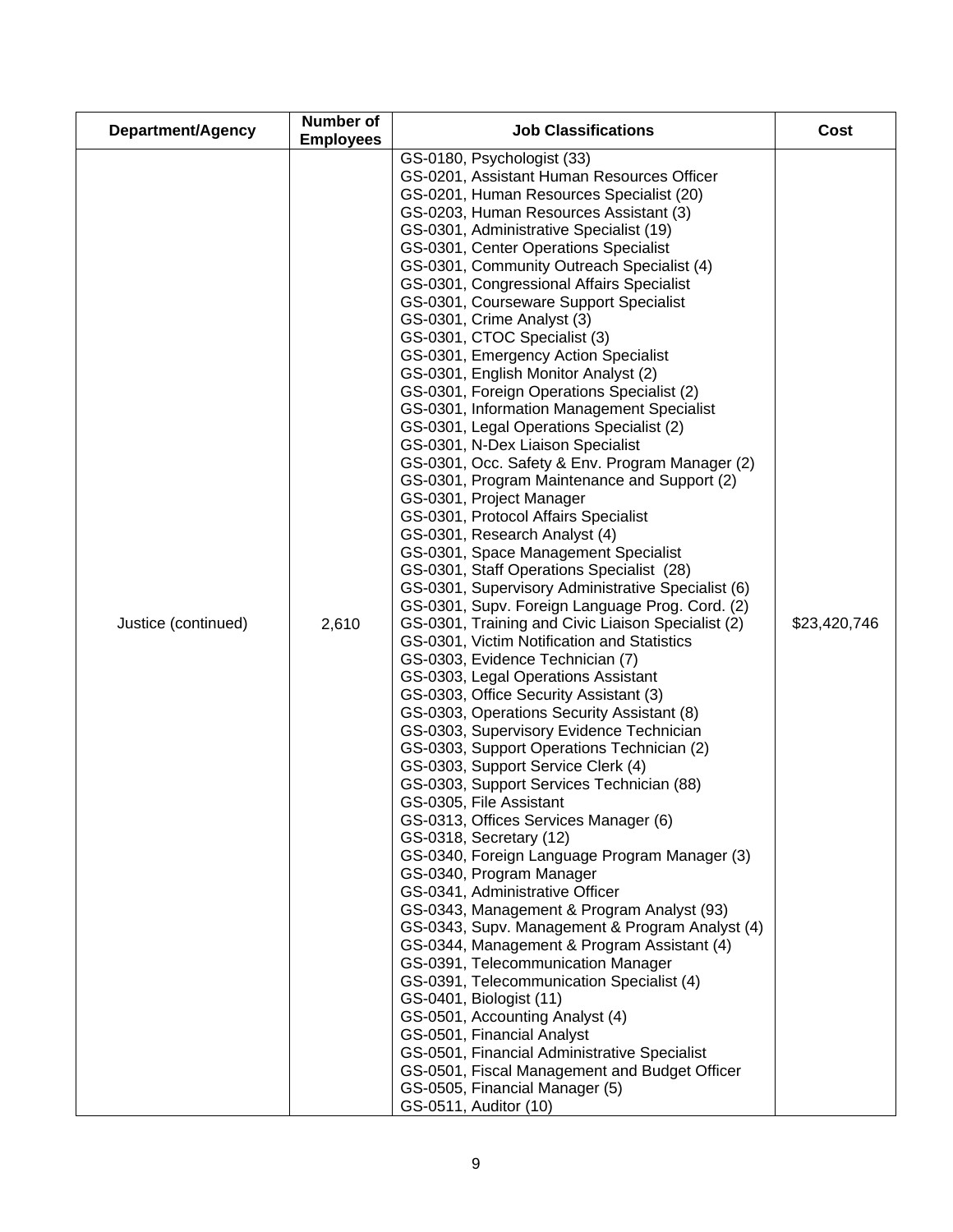| Department/Agency | Number of Employees | Job Classifications | Cost |
|---|---|---|---|
| Justice (continued) | 2,610 | GS-0180, Psychologist (33)<br>GS-0201, Assistant Human Resources Officer<br>GS-0201, Human Resources Specialist (20)<br>GS-0203, Human Resources Assistant (3)<br>GS-0301, Administrative Specialist (19)<br>GS-0301, Center Operations Specialist<br>GS-0301, Community Outreach Specialist (4)<br>GS-0301, Congressional Affairs Specialist<br>GS-0301, Courseware Support Specialist<br>GS-0301, Crime Analyst (3)<br>GS-0301, CTOC Specialist (3)<br>GS-0301, Emergency Action Specialist<br>GS-0301, English Monitor Analyst (2)<br>GS-0301, Foreign Operations Specialist (2)<br>GS-0301, Information Management Specialist<br>GS-0301, Legal Operations Specialist (2)<br>GS-0301, N-Dex Liaison Specialist<br>GS-0301, Occ. Safety & Env. Program Manager (2)<br>GS-0301, Program Maintenance and Support (2)<br>GS-0301, Project Manager<br>GS-0301, Protocol Affairs Specialist<br>GS-0301, Research Analyst (4)<br>GS-0301, Space Management Specialist<br>GS-0301, Staff Operations Specialist (28)<br>GS-0301, Supervisory Administrative Specialist (6)<br>GS-0301, Supv. Foreign Language Prog. Cord. (2)<br>GS-0301, Training and Civic Liaison Specialist (2)<br>GS-0301, Victim Notification and Statistics<br>GS-0303, Evidence Technician (7)<br>GS-0303, Legal Operations Assistant<br>GS-0303, Office Security Assistant (3)<br>GS-0303, Operations Security Assistant (8)<br>GS-0303, Supervisory Evidence Technician<br>GS-0303, Support Operations Technician (2)<br>GS-0303, Support Service Clerk (4)<br>GS-0303, Support Services Technician (88)<br>GS-0305, File Assistant<br>GS-0313, Offices Services Manager (6)<br>GS-0318, Secretary (12)<br>GS-0340, Foreign Language Program Manager (3)<br>GS-0340, Program Manager<br>GS-0341, Administrative Officer<br>GS-0343, Management & Program Analyst (93)<br>GS-0343, Supv. Management & Program Analyst (4)<br>GS-0344, Management & Program Assistant (4)<br>GS-0391, Telecommunication Manager<br>GS-0391, Telecommunication Specialist (4)<br>GS-0401, Biologist (11)<br>GS-0501, Accounting Analyst (4)<br>GS-0501, Financial Analyst<br>GS-0501, Financial Administrative Specialist<br>GS-0501, Fiscal Management and Budget Officer<br>GS-0505, Financial Manager (5)<br>GS-0511, Auditor (10) | $23,420,746 |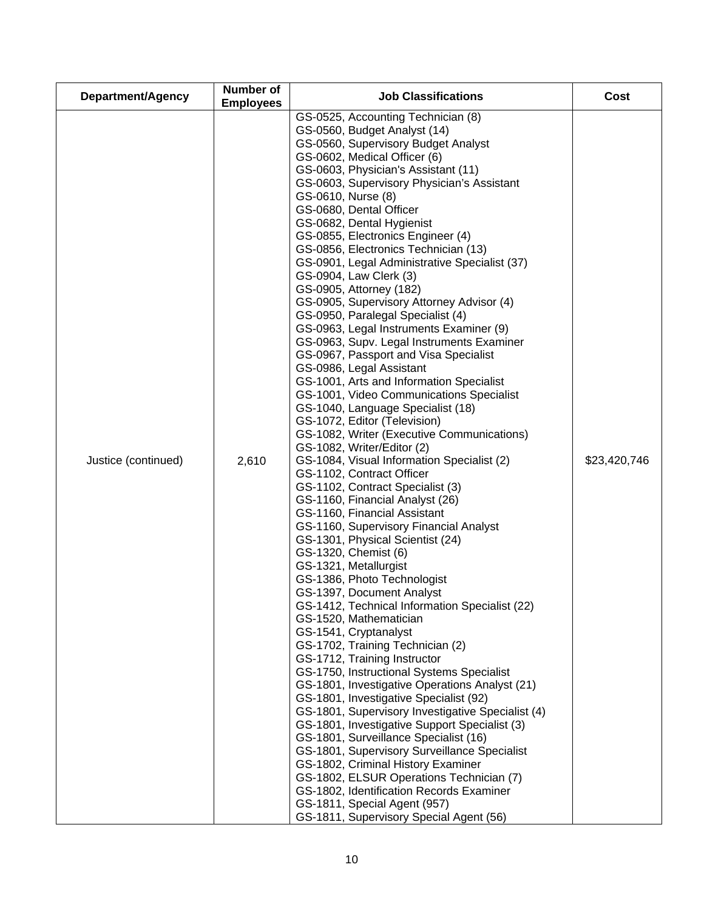| Department/Agency | Number of Employees | Job Classifications | Cost |
|---|---|---|---|
| Justice (continued) | 2,610 | GS-0525, Accounting Technician (8)<br>GS-0560, Budget Analyst (14)<br>GS-0560, Supervisory Budget Analyst<br>GS-0602, Medical Officer (6)<br>GS-0603, Physician's Assistant (11)<br>GS-0603, Supervisory Physician's Assistant<br>GS-0610, Nurse (8)<br>GS-0680, Dental Officer<br>GS-0682, Dental Hygienist<br>GS-0855, Electronics Engineer (4)<br>GS-0856, Electronics Technician (13)<br>GS-0901, Legal Administrative Specialist (37)<br>GS-0904, Law Clerk (3)<br>GS-0905, Attorney (182)<br>GS-0905, Supervisory Attorney Advisor (4)<br>GS-0950, Paralegal Specialist (4)<br>GS-0963, Legal Instruments Examiner (9)<br>GS-0963, Supv. Legal Instruments Examiner<br>GS-0967, Passport and Visa Specialist<br>GS-0986, Legal Assistant<br>GS-1001, Arts and Information Specialist<br>GS-1001, Video Communications Specialist<br>GS-1040, Language Specialist (18)<br>GS-1072, Editor (Television)<br>GS-1082, Writer (Executive Communications)<br>GS-1082, Writer/Editor (2)<br>GS-1084, Visual Information Specialist (2)<br>GS-1102, Contract Officer<br>GS-1102, Contract Specialist (3)<br>GS-1160, Financial Analyst (26)<br>GS-1160, Financial Assistant<br>GS-1160, Supervisory Financial Analyst<br>GS-1301, Physical Scientist (24)<br>GS-1320, Chemist (6)<br>GS-1321, Metallurgist<br>GS-1386, Photo Technologist<br>GS-1397, Document Analyst<br>GS-1412, Technical Information Specialist (22)<br>GS-1520, Mathematician<br>GS-1541, Cryptanalyst<br>GS-1702, Training Technician (2)<br>GS-1712, Training Instructor<br>GS-1750, Instructional Systems Specialist<br>GS-1801, Investigative Operations Analyst (21)<br>GS-1801, Investigative Specialist (92)<br>GS-1801, Supervisory Investigative Specialist (4)<br>GS-1801, Investigative Support Specialist (3)<br>GS-1801, Surveillance Specialist (16)<br>GS-1801, Supervisory Surveillance Specialist<br>GS-1802, Criminal History Examiner<br>GS-1802, ELSUR Operations Technician (7)<br>GS-1802, Identification Records Examiner<br>GS-1811, Special Agent (957)<br>GS-1811, Supervisory Special Agent (56) | $23,420,746 |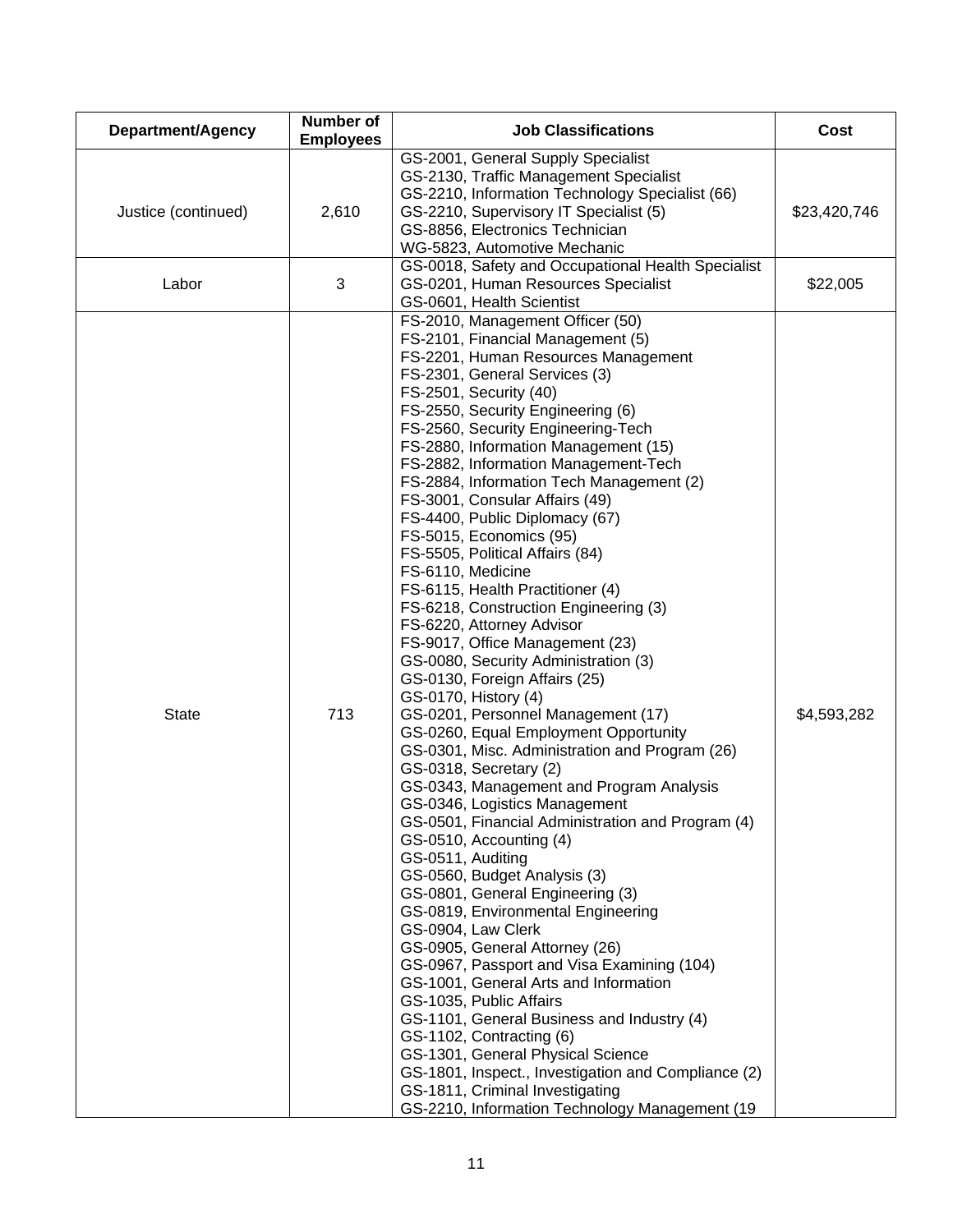| Department/Agency | Number of Employees | Job Classifications | Cost |
|---|---|---|---|
| Justice (continued) | 2,610 | GS-2001, General Supply Specialist<br>GS-2130, Traffic Management Specialist<br>GS-2210, Information Technology Specialist (66)<br>GS-2210, Supervisory IT Specialist (5)<br>GS-8856, Electronics Technician<br>WG-5823, Automotive Mechanic | $23,420,746 |
| Labor | 3 | GS-0018, Safety and Occupational Health Specialist<br>GS-0201, Human Resources Specialist<br>GS-0601, Health Scientist | $22,005 |
| State | 713 | FS-2010, Management Officer (50)<br>FS-2101, Financial Management (5)<br>FS-2201, Human Resources Management<br>FS-2301, General Services (3)<br>FS-2501, Security (40)<br>FS-2550, Security Engineering (6)<br>FS-2560, Security Engineering-Tech<br>FS-2880, Information Management (15)<br>FS-2882, Information Management-Tech<br>FS-2884, Information Tech Management (2)<br>FS-3001, Consular Affairs (49)<br>FS-4400, Public Diplomacy (67)<br>FS-5015, Economics (95)<br>FS-5505, Political Affairs (84)<br>FS-6110, Medicine<br>FS-6115, Health Practitioner (4)<br>FS-6218, Construction Engineering (3)<br>FS-6220, Attorney Advisor<br>FS-9017, Office Management (23)<br>GS-0080, Security Administration (3)<br>GS-0130, Foreign Affairs (25)<br>GS-0170, History (4)<br>GS-0201, Personnel Management (17)<br>GS-0260, Equal Employment Opportunity<br>GS-0301, Misc. Administration and Program (26)<br>GS-0318, Secretary (2)<br>GS-0343, Management and Program Analysis<br>GS-0346, Logistics Management<br>GS-0501, Financial Administration and Program (4)<br>GS-0510, Accounting (4)<br>GS-0511, Auditing<br>GS-0560, Budget Analysis (3)<br>GS-0801, General Engineering (3)<br>GS-0819, Environmental Engineering<br>GS-0904, Law Clerk<br>GS-0905, General Attorney (26)<br>GS-0967, Passport and Visa Examining (104)<br>GS-1001, General Arts and Information<br>GS-1035, Public Affairs<br>GS-1101, General Business and Industry (4)<br>GS-1102, Contracting (6)<br>GS-1301, General Physical Science<br>GS-1801, Inspect., Investigation and Compliance (2)<br>GS-1811, Criminal Investigating<br>GS-2210, Information Technology Management (19 | $4,593,282 |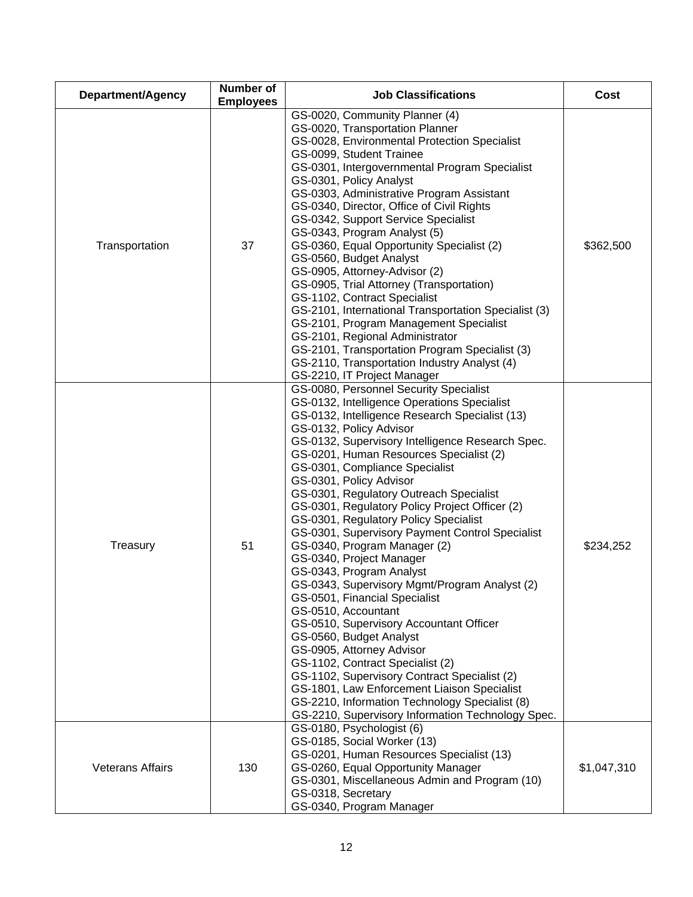| Department/Agency | Number of Employees | Job Classifications | Cost |
| --- | --- | --- | --- |
| Transportation | 37 | GS-0020, Community Planner (4)<br>GS-0020, Transportation Planner<br>GS-0028, Environmental Protection Specialist<br>GS-0099, Student Trainee<br>GS-0301, Intergovernmental Program Specialist<br>GS-0301, Policy Analyst<br>GS-0303, Administrative Program Assistant<br>GS-0340, Director, Office of Civil Rights<br>GS-0342, Support Service Specialist<br>GS-0343, Program Analyst (5)<br>GS-0360, Equal Opportunity Specialist (2)<br>GS-0560, Budget Analyst<br>GS-0905, Attorney-Advisor (2)<br>GS-0905, Trial Attorney (Transportation)<br>GS-1102, Contract Specialist<br>GS-2101, International Transportation Specialist (3)<br>GS-2101, Program Management Specialist<br>GS-2101, Regional Administrator<br>GS-2101, Transportation Program Specialist (3)<br>GS-2110, Transportation Industry Analyst (4)<br>GS-2210, IT Project Manager | $362,500 |
| Treasury | 51 | GS-0080, Personnel Security Specialist<br>GS-0132, Intelligence Operations Specialist<br>GS-0132, Intelligence Research Specialist (13)<br>GS-0132, Policy Advisor<br>GS-0132, Supervisory Intelligence Research Spec.<br>GS-0201, Human Resources Specialist (2)<br>GS-0301, Compliance Specialist<br>GS-0301, Policy Advisor<br>GS-0301, Regulatory Outreach Specialist<br>GS-0301, Regulatory Policy Project Officer (2)<br>GS-0301, Regulatory Policy Specialist<br>GS-0301, Supervisory Payment Control Specialist<br>GS-0340, Program Manager (2)<br>GS-0340, Project Manager<br>GS-0343, Program Analyst<br>GS-0343, Supervisory Mgmt/Program Analyst (2)<br>GS-0501, Financial Specialist<br>GS-0510, Accountant<br>GS-0510, Supervisory Accountant Officer<br>GS-0560, Budget Analyst<br>GS-0905, Attorney Advisor<br>GS-1102, Contract Specialist (2)<br>GS-1102, Supervisory Contract Specialist (2)<br>GS-1801, Law Enforcement Liaison Specialist<br>GS-2210, Information Technology Specialist (8)<br>GS-2210, Supervisory Information Technology Spec. | $234,252 |
| Veterans Affairs | 130 | GS-0180, Psychologist (6)<br>GS-0185, Social Worker (13)<br>GS-0201, Human Resources Specialist (13)<br>GS-0260, Equal Opportunity Manager<br>GS-0301, Miscellaneous Admin and Program (10)<br>GS-0318, Secretary<br>GS-0340, Program Manager | $1,047,310 |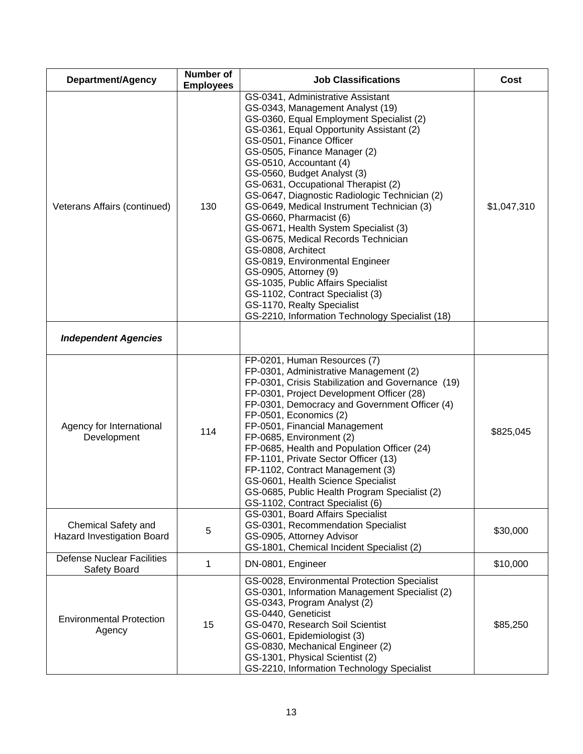| Department/Agency | Number of Employees | Job Classifications | Cost |
|---|---|---|---|
| Veterans Affairs (continued) | 130 | GS-0341, Administrative Assistant<br>GS-0343, Management Analyst (19)<br>GS-0360, Equal Employment Specialist (2)<br>GS-0361, Equal Opportunity Assistant (2)<br>GS-0501, Finance Officer<br>GS-0505, Finance Manager (2)<br>GS-0510, Accountant (4)<br>GS-0560, Budget Analyst (3)<br>GS-0631, Occupational Therapist (2)<br>GS-0647, Diagnostic Radiologic Technician (2)<br>GS-0649, Medical Instrument Technician (3)<br>GS-0660, Pharmacist (6)<br>GS-0671, Health System Specialist (3)<br>GS-0675, Medical Records Technician<br>GS-0808, Architect<br>GS-0819, Environmental Engineer<br>GS-0905, Attorney (9)<br>GS-1035, Public Affairs Specialist<br>GS-1102, Contract Specialist (3)<br>GS-1170, Realty Specialist<br>GS-2210, Information Technology Specialist (18) | $1,047,310 |
| ***Independent Agencies*** | | | |
| Agency for International Development | 114 | FP-0201, Human Resources (7)<br>FP-0301, Administrative Management (2)<br>FP-0301, Crisis Stabilization and Governance (19)<br>FP-0301, Project Development Officer (28)<br>FP-0301, Democracy and Government Officer (4)<br>FP-0501, Economics (2)<br>FP-0501, Financial Management<br>FP-0685, Environment (2)<br>FP-0685, Health and Population Officer (24)<br>FP-1101, Private Sector Officer (13)<br>FP-1102, Contract Management (3)<br>GS-0601, Health Science Specialist<br>GS-0685, Public Health Program Specialist (2)<br>GS-1102, Contract Specialist (6) | $825,045 |
| Chemical Safety and Hazard Investigation Board | 5 | GS-0301, Board Affairs Specialist<br>GS-0301, Recommendation Specialist<br>GS-0905, Attorney Advisor<br>GS-1801, Chemical Incident Specialist (2) | $30,000 |
| Defense Nuclear Facilities Safety Board | 1 | DN-0801, Engineer | $10,000 |
| Environmental Protection Agency | 15 | GS-0028, Environmental Protection Specialist<br>GS-0301, Information Management Specialist (2)<br>GS-0343, Program Analyst (2)<br>GS-0440, Geneticist<br>GS-0470, Research Soil Scientist<br>GS-0601, Epidemiologist (3)<br>GS-0830, Mechanical Engineer (2)<br>GS-1301, Physical Scientist (2)<br>GS-2210, Information Technology Specialist | $85,250 |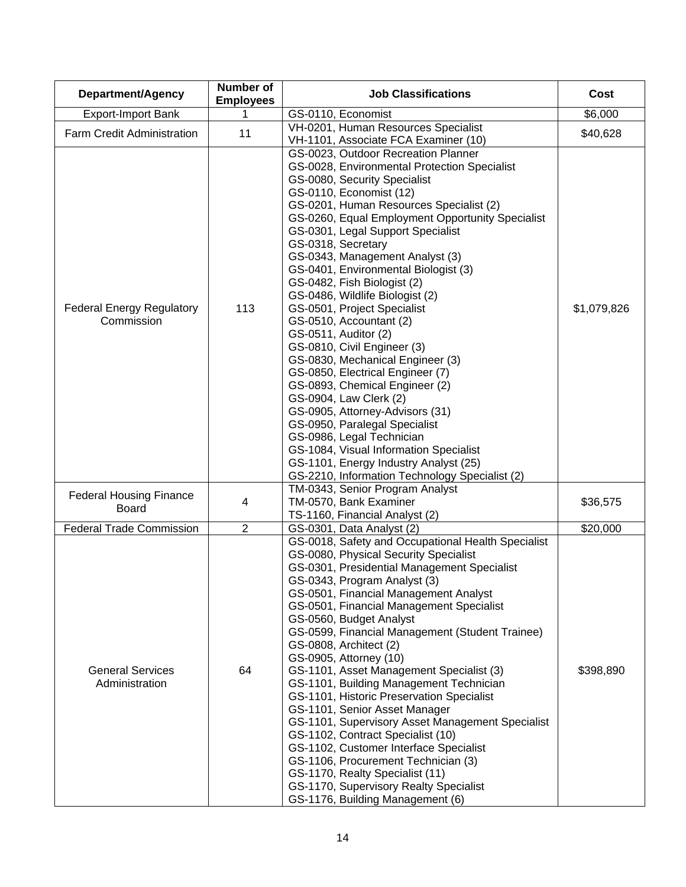| Department/Agency | Number of Employees | Job Classifications | Cost |
|---|---|---|---|
| Export-Import Bank | 1 | GS-0110, Economist | $6,000 |
| Farm Credit Administration | 11 | VH-0201, Human Resources Specialist<br>VH-1101, Associate FCA Examiner (10) | $40,628 |
| Federal Energy Regulatory Commission | 113 | GS-0023, Outdoor Recreation Planner<br>GS-0028, Environmental Protection Specialist<br>GS-0080, Security Specialist<br>GS-0110, Economist (12)<br>GS-0201, Human Resources Specialist (2)<br>GS-0260, Equal Employment Opportunity Specialist<br>GS-0301, Legal Support Specialist<br>GS-0318, Secretary<br>GS-0343, Management Analyst (3)<br>GS-0401, Environmental Biologist (3)<br>GS-0482, Fish Biologist (2)<br>GS-0486, Wildlife Biologist (2)<br>GS-0501, Project Specialist<br>GS-0510, Accountant (2)<br>GS-0511, Auditor (2)<br>GS-0810, Civil Engineer (3)<br>GS-0830, Mechanical Engineer (3)<br>GS-0850, Electrical Engineer (7)<br>GS-0893, Chemical Engineer (2)<br>GS-0904, Law Clerk (2)<br>GS-0905, Attorney-Advisors (31)<br>GS-0950, Paralegal Specialist<br>GS-0986, Legal Technician<br>GS-1084, Visual Information Specialist<br>GS-1101, Energy Industry Analyst (25)<br>GS-2210, Information Technology Specialist (2) | $1,079,826 |
| Federal Housing Finance Board | 4 | TM-0343, Senior Program Analyst<br>TM-0570, Bank Examiner<br>TS-1160, Financial Analyst (2) | $36,575 |
| Federal Trade Commission | 2 | GS-0301, Data Analyst (2) | $20,000 |
| General Services Administration | 64 | GS-0018, Safety and Occupational Health Specialist<br>GS-0080, Physical Security Specialist<br>GS-0301, Presidential Management Specialist<br>GS-0343, Program Analyst (3)<br>GS-0501, Financial Management Analyst<br>GS-0501, Financial Management Specialist<br>GS-0560, Budget Analyst<br>GS-0599, Financial Management (Student Trainee)<br>GS-0808, Architect (2)<br>GS-0905, Attorney (10)<br>GS-1101, Asset Management Specialist (3)<br>GS-1101, Building Management Technician<br>GS-1101, Historic Preservation Specialist<br>GS-1101, Senior Asset Manager<br>GS-1101, Supervisory Asset Management Specialist<br>GS-1102, Contract Specialist (10)<br>GS-1102, Customer Interface Specialist<br>GS-1106, Procurement Technician (3)<br>GS-1170, Realty Specialist (11)<br>GS-1170, Supervisory Realty Specialist<br>GS-1176, Building Management (6) | $398,890 |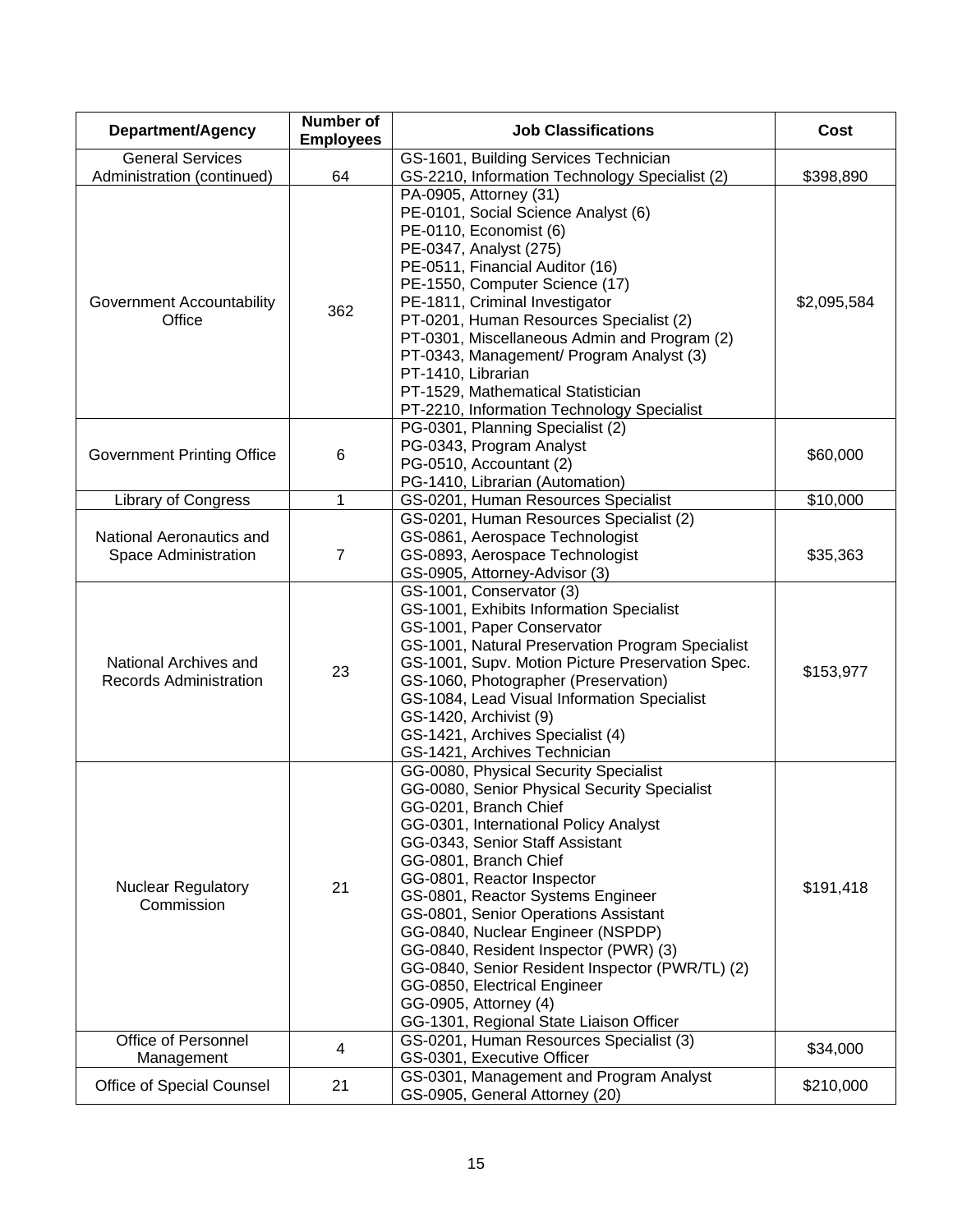| Department/Agency | Number of Employees | Job Classifications | Cost |
|---|---|---|---|
| General Services Administration (continued) | 64 | GS-1601, Building Services Technician<br>GS-2210, Information Technology Specialist (2) | $398,890 |
| Government Accountability Office | 362 | PA-0905, Attorney (31)<br>PE-0101, Social Science Analyst (6)<br>PE-0110, Economist (6)<br>PE-0347, Analyst (275)<br>PE-0511, Financial Auditor (16)<br>PE-1550, Computer Science (17)<br>PE-1811, Criminal Investigator<br>PT-0201, Human Resources Specialist (2)<br>PT-0301, Miscellaneous Admin and Program (2)<br>PT-0343, Management/ Program Analyst (3)<br>PT-1410, Librarian<br>PT-1529, Mathematical Statistician<br>PT-2210, Information Technology Specialist | $2,095,584 |
| Government Printing Office | 6 | PG-0301, Planning Specialist (2)<br>PG-0343, Program Analyst<br>PG-0510, Accountant (2)<br>PG-1410, Librarian (Automation) | $60,000 |
| Library of Congress | 1 | GS-0201, Human Resources Specialist | $10,000 |
| National Aeronautics and Space Administration | 7 | GS-0201, Human Resources Specialist (2)<br>GS-0861, Aerospace Technologist<br>GS-0893, Aerospace Technologist<br>GS-0905, Attorney-Advisor (3) | $35,363 |
| National Archives and Records Administration | 23 | GS-1001, Conservator (3)<br>GS-1001, Exhibits Information Specialist<br>GS-1001, Paper Conservator<br>GS-1001, Natural Preservation Program Specialist<br>GS-1001, Supv. Motion Picture Preservation Spec.<br>GS-1060, Photographer (Preservation)<br>GS-1084, Lead Visual Information Specialist<br>GS-1420, Archivist (9)<br>GS-1421, Archives Specialist (4)<br>GS-1421, Archives Technician | $153,977 |
| Nuclear Regulatory Commission | 21 | GG-0080, Physical Security Specialist<br>GG-0080, Senior Physical Security Specialist<br>GG-0201, Branch Chief<br>GG-0301, International Policy Analyst<br>GG-0343, Senior Staff Assistant<br>GG-0801, Branch Chief<br>GG-0801, Reactor Inspector<br>GS-0801, Reactor Systems Engineer<br>GS-0801, Senior Operations Assistant<br>GG-0840, Nuclear Engineer (NSPDP)<br>GG-0840, Resident Inspector (PWR) (3)<br>GG-0840, Senior Resident Inspector (PWR/TL) (2)<br>GG-0850, Electrical Engineer<br>GG-0905, Attorney (4)<br>GG-1301, Regional State Liaison Officer | $191,418 |
| Office of Personnel Management | 4 | GS-0201, Human Resources Specialist (3)<br>GS-0301, Executive Officer | $34,000 |
| Office of Special Counsel | 21 | GS-0301, Management and Program Analyst<br>GS-0905, General Attorney (20) | $210,000 |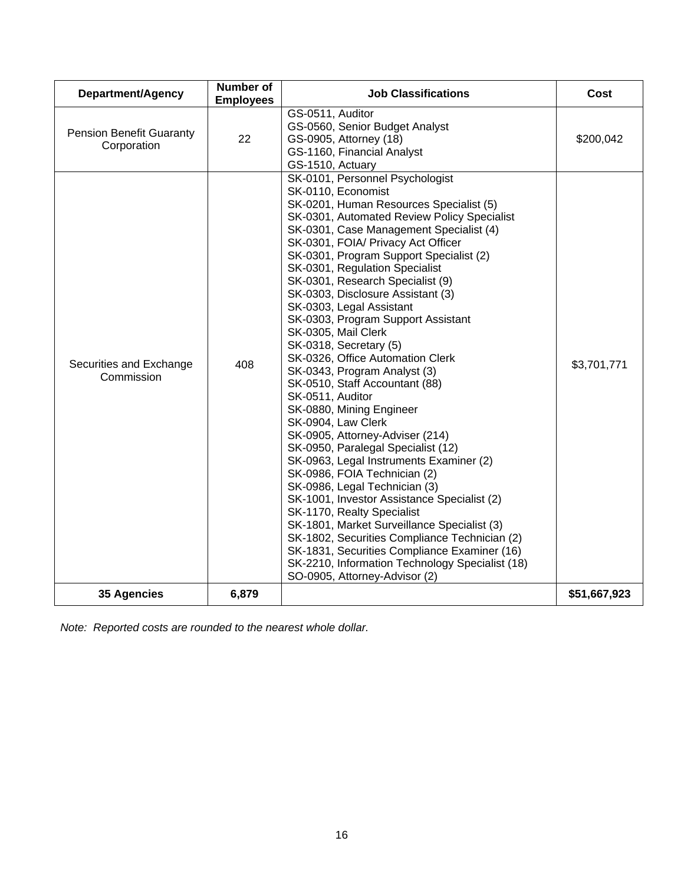| Department/Agency | Number of Employees | Job Classifications | Cost |
| --- | --- | --- | --- |
| Pension Benefit Guaranty Corporation | 22 | GS-0511, Auditor<br>GS-0560, Senior Budget Analyst<br>GS-0905, Attorney (18)<br>GS-1160, Financial Analyst<br>GS-1510, Actuary | $200,042 |
| Securities and Exchange Commission | 408 | SK-0101, Personnel Psychologist<br>SK-0110, Economist<br>SK-0201, Human Resources Specialist (5)<br>SK-0301, Automated Review Policy Specialist<br>SK-0301, Case Management Specialist (4)<br>SK-0301, FOIA/ Privacy Act Officer<br>SK-0301, Program Support Specialist (2)<br>SK-0301, Regulation Specialist<br>SK-0301, Research Specialist (9)<br>SK-0303, Disclosure Assistant (3)<br>SK-0303, Legal Assistant<br>SK-0303, Program Support Assistant<br>SK-0305, Mail Clerk<br>SK-0318, Secretary (5)<br>SK-0326, Office Automation Clerk<br>SK-0343, Program Analyst (3)<br>SK-0510, Staff Accountant (88)<br>SK-0511, Auditor<br>SK-0880, Mining Engineer<br>SK-0904, Law Clerk<br>SK-0905, Attorney-Adviser (214)<br>SK-0950, Paralegal Specialist (12)<br>SK-0963, Legal Instruments Examiner (2)<br>SK-0986, FOIA Technician (2)<br>SK-0986, Legal Technician (3)<br>SK-1001, Investor Assistance Specialist (2)<br>SK-1170, Realty Specialist<br>SK-1801, Market Surveillance Specialist (3)<br>SK-1802, Securities Compliance Technician (2)<br>SK-1831, Securities Compliance Examiner (16)<br>SK-2210, Information Technology Specialist (18)<br>SO-0905, Attorney-Advisor (2) | $3,701,771 |
| **35 Agencies** | **6,879** | | **$51,667,923** |

*Note: Reported costs are rounded to the nearest whole dollar.*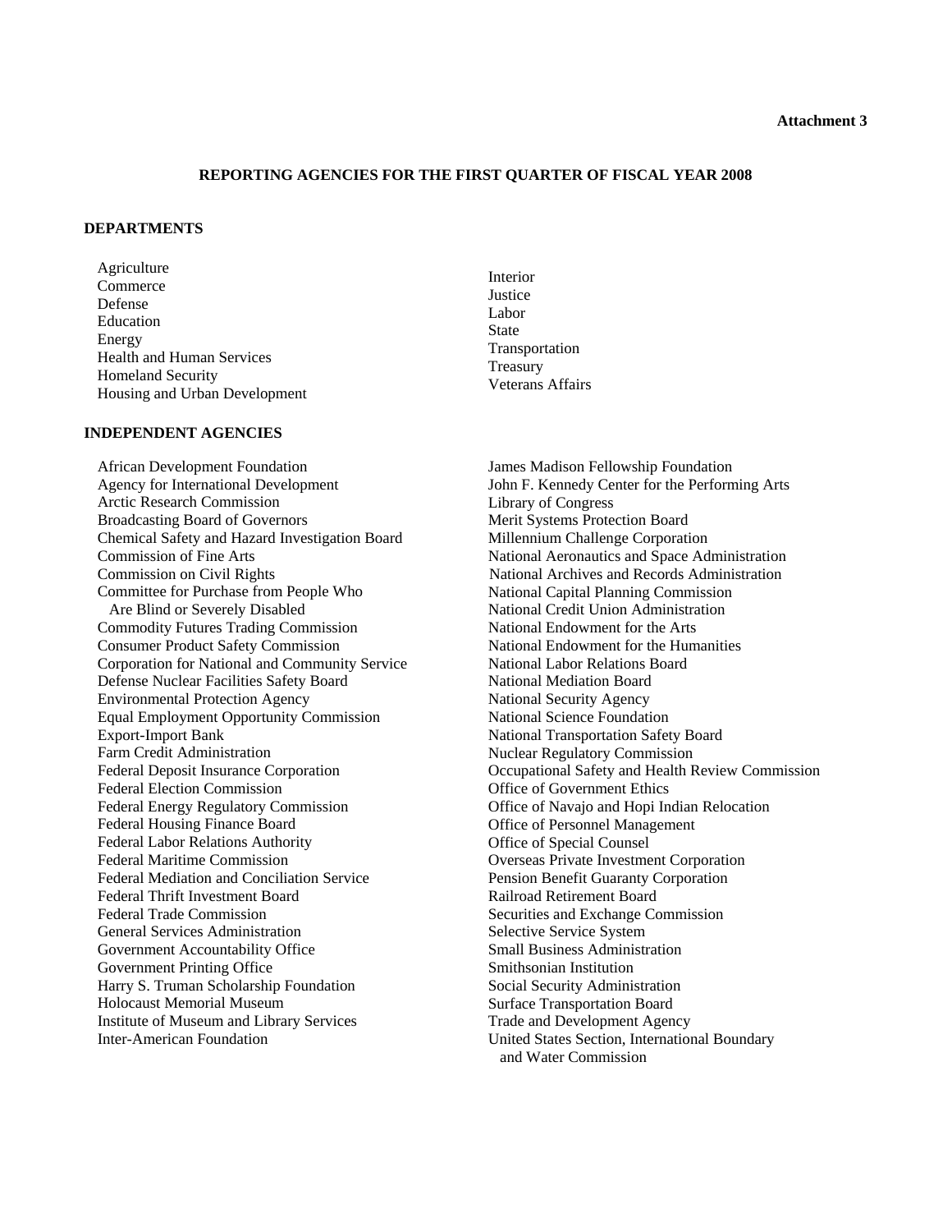**Attachment 3**

## REPORTING AGENCIES FOR THE FIRST QUARTER OF FISCAL YEAR 2008

### DEPARTMENTS

- Agriculture
- Commerce
- Defense
- Education
- Energy
- Health and Human Services
- Homeland Security
- Housing and Urban Development
- Interior
- Justice
- Labor
- State
- Transportation
- Treasury
- Veterans Affairs

### INDEPENDENT AGENCIES

- African Development Foundation
- Agency for International Development
- Arctic Research Commission
- Broadcasting Board of Governors
- Chemical Safety and Hazard Investigation Board
- Commission of Fine Arts
- Commission on Civil Rights
- Committee for Purchase from People Who Are Blind or Severely Disabled
- Commodity Futures Trading Commission
- Consumer Product Safety Commission
- Corporation for National and Community Service
- Defense Nuclear Facilities Safety Board
- Environmental Protection Agency
- Equal Employment Opportunity Commission
- Export-Import Bank
- Farm Credit Administration
- Federal Deposit Insurance Corporation
- Federal Election Commission
- Federal Energy Regulatory Commission
- Federal Housing Finance Board
- Federal Labor Relations Authority
- Federal Maritime Commission
- Federal Mediation and Conciliation Service
- Federal Thrift Investment Board
- Federal Trade Commission
- General Services Administration
- Government Accountability Office
- Government Printing Office
- Harry S. Truman Scholarship Foundation
- Holocaust Memorial Museum
- Institute of Museum and Library Services
- Inter-American Foundation
- James Madison Fellowship Foundation
- John F. Kennedy Center for the Performing Arts
- Library of Congress
- Merit Systems Protection Board
- Millennium Challenge Corporation
- National Aeronautics and Space Administration
- National Archives and Records Administration
- National Capital Planning Commission
- National Credit Union Administration
- National Endowment for the Arts
- National Endowment for the Humanities
- National Labor Relations Board
- National Mediation Board
- National Security Agency
- National Science Foundation
- National Transportation Safety Board
- Nuclear Regulatory Commission
- Occupational Safety and Health Review Commission
- Office of Government Ethics
- Office of Navajo and Hopi Indian Relocation
- Office of Personnel Management
- Office of Special Counsel
- Overseas Private Investment Corporation
- Pension Benefit Guaranty Corporation
- Railroad Retirement Board
- Securities and Exchange Commission
- Selective Service System
- Small Business Administration
- Smithsonian Institution
- Social Security Administration
- Surface Transportation Board
- Trade and Development Agency
- United States Section, International Boundary and Water Commission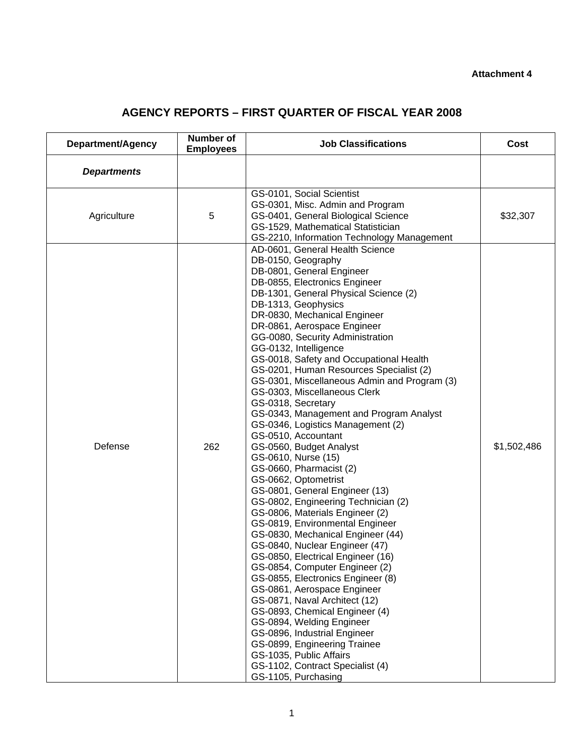**Attachment 4**

## AGENCY REPORTS – FIRST QUARTER OF FISCAL YEAR 2008

| Department/Agency | Number of Employees | Job Classifications | Cost |
|---|---|---|---|
| ***Departments*** | | | |
| Agriculture | 5 | GS-0101, Social Scientist<br>GS-0301, Misc. Admin and Program<br>GS-0401, General Biological Science<br>GS-1529, Mathematical Statistician<br>GS-2210, Information Technology Management | $32,307 |
| Defense | 262 | AD-0601, General Health Science<br>DB-0150, Geography<br>DB-0801, General Engineer<br>DB-0855, Electronics Engineer<br>DB-1301, General Physical Science (2)<br>DB-1313, Geophysics<br>DR-0830, Mechanical Engineer<br>DR-0861, Aerospace Engineer<br>GG-0080, Security Administration<br>GG-0132, Intelligence<br>GS-0018, Safety and Occupational Health<br>GS-0201, Human Resources Specialist (2)<br>GS-0301, Miscellaneous Admin and Program (3)<br>GS-0303, Miscellaneous Clerk<br>GS-0318, Secretary<br>GS-0343, Management and Program Analyst<br>GS-0346, Logistics Management (2)<br>GS-0510, Accountant<br>GS-0560, Budget Analyst<br>GS-0610, Nurse (15)<br>GS-0660, Pharmacist (2)<br>GS-0662, Optometrist<br>GS-0801, General Engineer (13)<br>GS-0802, Engineering Technician (2)<br>GS-0806, Materials Engineer (2)<br>GS-0819, Environmental Engineer<br>GS-0830, Mechanical Engineer (44)<br>GS-0840, Nuclear Engineer (47)<br>GS-0850, Electrical Engineer (16)<br>GS-0854, Computer Engineer (2)<br>GS-0855, Electronics Engineer (8)<br>GS-0861, Aerospace Engineer<br>GS-0871, Naval Architect (12)<br>GS-0893, Chemical Engineer (4)<br>GS-0894, Welding Engineer<br>GS-0896, Industrial Engineer<br>GS-0899, Engineering Trainee<br>GS-1035, Public Affairs<br>GS-1102, Contract Specialist (4)<br>GS-1105, Purchasing | $1,502,486 |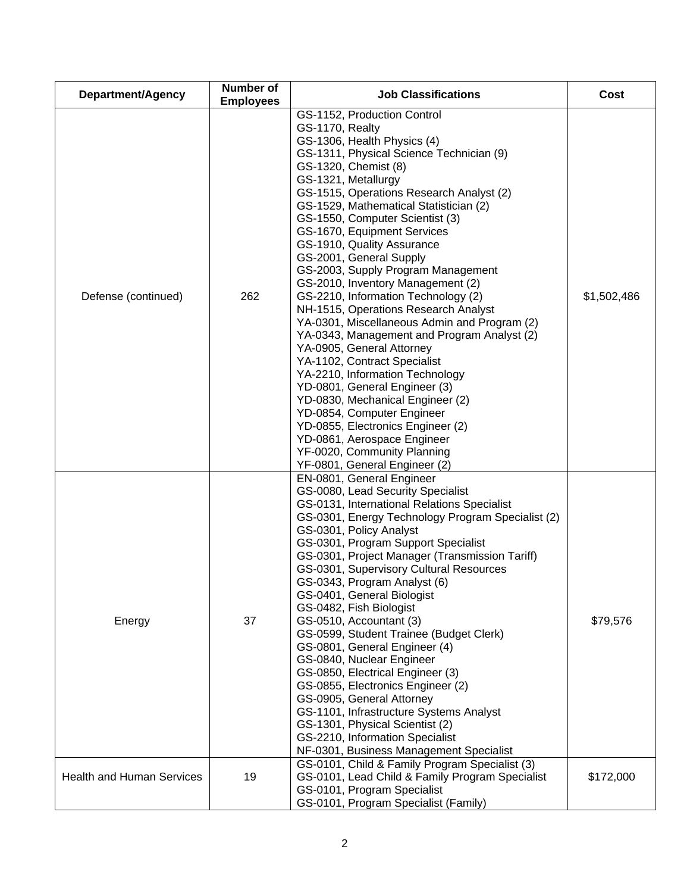| Department/Agency | Number of Employees | Job Classifications | Cost |
|---|---|---|---|
| Defense (continued) | 262 | GS-1152, Production Control<br>GS-1170, Realty<br>GS-1306, Health Physics (4)<br>GS-1311, Physical Science Technician (9)<br>GS-1320, Chemist (8)<br>GS-1321, Metallurgy<br>GS-1515, Operations Research Analyst (2)<br>GS-1529, Mathematical Statistician (2)<br>GS-1550, Computer Scientist (3)<br>GS-1670, Equipment Services<br>GS-1910, Quality Assurance<br>GS-2001, General Supply<br>GS-2003, Supply Program Management<br>GS-2010, Inventory Management (2)<br>GS-2210, Information Technology (2)<br>NH-1515, Operations Research Analyst<br>YA-0301, Miscellaneous Admin and Program (2)<br>YA-0343, Management and Program Analyst (2)<br>YA-0905, General Attorney<br>YA-1102, Contract Specialist<br>YA-2210, Information Technology<br>YD-0801, General Engineer (3)<br>YD-0830, Mechanical Engineer (2)<br>YD-0854, Computer Engineer<br>YD-0855, Electronics Engineer (2)<br>YD-0861, Aerospace Engineer<br>YF-0020, Community Planning<br>YF-0801, General Engineer (2) | $1,502,486 |
| Energy | 37 | EN-0801, General Engineer<br>GS-0080, Lead Security Specialist<br>GS-0131, International Relations Specialist<br>GS-0301, Energy Technology Program Specialist (2)<br>GS-0301, Policy Analyst<br>GS-0301, Program Support Specialist<br>GS-0301, Project Manager (Transmission Tariff)<br>GS-0301, Supervisory Cultural Resources<br>GS-0343, Program Analyst (6)<br>GS-0401, General Biologist<br>GS-0482, Fish Biologist<br>GS-0510, Accountant (3)<br>GS-0599, Student Trainee (Budget Clerk)<br>GS-0801, General Engineer (4)<br>GS-0840, Nuclear Engineer<br>GS-0850, Electrical Engineer (3)<br>GS-0855, Electronics Engineer (2)<br>GS-0905, General Attorney<br>GS-1101, Infrastructure Systems Analyst<br>GS-1301, Physical Scientist (2)<br>GS-2210, Information Specialist<br>NF-0301, Business Management Specialist | $79,576 |
| Health and Human Services | 19 | GS-0101, Child & Family Program Specialist (3)<br>GS-0101, Lead Child & Family Program Specialist<br>GS-0101, Program Specialist<br>GS-0101, Program Specialist (Family) | $172,000 |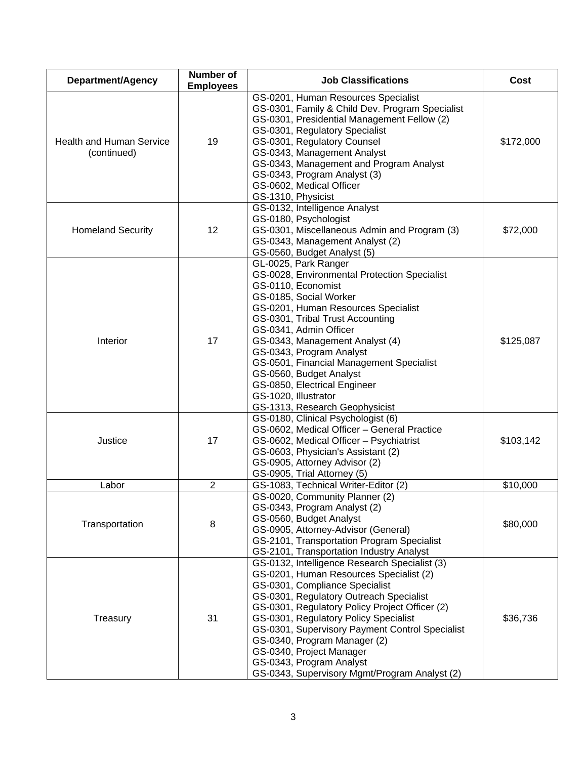| Department/Agency | Number of Employees | Job Classifications | Cost |
|---|---|---|---|
| Health and Human Service (continued) | 19 | GS-0201, Human Resources Specialist<br>GS-0301, Family & Child Dev. Program Specialist<br>GS-0301, Presidential Management Fellow (2)<br>GS-0301, Regulatory Specialist<br>GS-0301, Regulatory Counsel<br>GS-0343, Management Analyst<br>GS-0343, Management and Program Analyst<br>GS-0343, Program Analyst (3)<br>GS-0602, Medical Officer<br>GS-1310, Physicist | $172,000 |
| Homeland Security | 12 | GS-0132, Intelligence Analyst<br>GS-0180, Psychologist<br>GS-0301, Miscellaneous Admin and Program (3)<br>GS-0343, Management Analyst (2)<br>GS-0560, Budget Analyst (5) | $72,000 |
| Interior | 17 | GL-0025, Park Ranger<br>GS-0028, Environmental Protection Specialist<br>GS-0110, Economist<br>GS-0185, Social Worker<br>GS-0201, Human Resources Specialist<br>GS-0301, Tribal Trust Accounting<br>GS-0341, Admin Officer<br>GS-0343, Management Analyst (4)<br>GS-0343, Program Analyst<br>GS-0501, Financial Management Specialist<br>GS-0560, Budget Analyst<br>GS-0850, Electrical Engineer<br>GS-1020, Illustrator<br>GS-1313, Research Geophysicist | $125,087 |
| Justice | 17 | GS-0180, Clinical Psychologist (6)<br>GS-0602, Medical Officer – General Practice<br>GS-0602, Medical Officer – Psychiatrist<br>GS-0603, Physician's Assistant (2)<br>GS-0905, Attorney Advisor (2)<br>GS-0905, Trial Attorney (5) | $103,142 |
| Labor | 2 | GS-1083, Technical Writer-Editor (2) | $10,000 |
| Transportation | 8 | GS-0020, Community Planner (2)<br>GS-0343, Program Analyst (2)<br>GS-0560, Budget Analyst<br>GS-0905, Attorney-Advisor (General)<br>GS-2101, Transportation Program Specialist<br>GS-2101, Transportation Industry Analyst | $80,000 |
| Treasury | 31 | GS-0132, Intelligence Research Specialist (3)<br>GS-0201, Human Resources Specialist (2)<br>GS-0301, Compliance Specialist<br>GS-0301, Regulatory Outreach Specialist<br>GS-0301, Regulatory Policy Project Officer (2)<br>GS-0301, Regulatory Policy Specialist<br>GS-0301, Supervisory Payment Control Specialist<br>GS-0340, Program Manager (2)<br>GS-0340, Project Manager<br>GS-0343, Program Analyst<br>GS-0343, Supervisory Mgmt/Program Analyst (2) | $36,736 |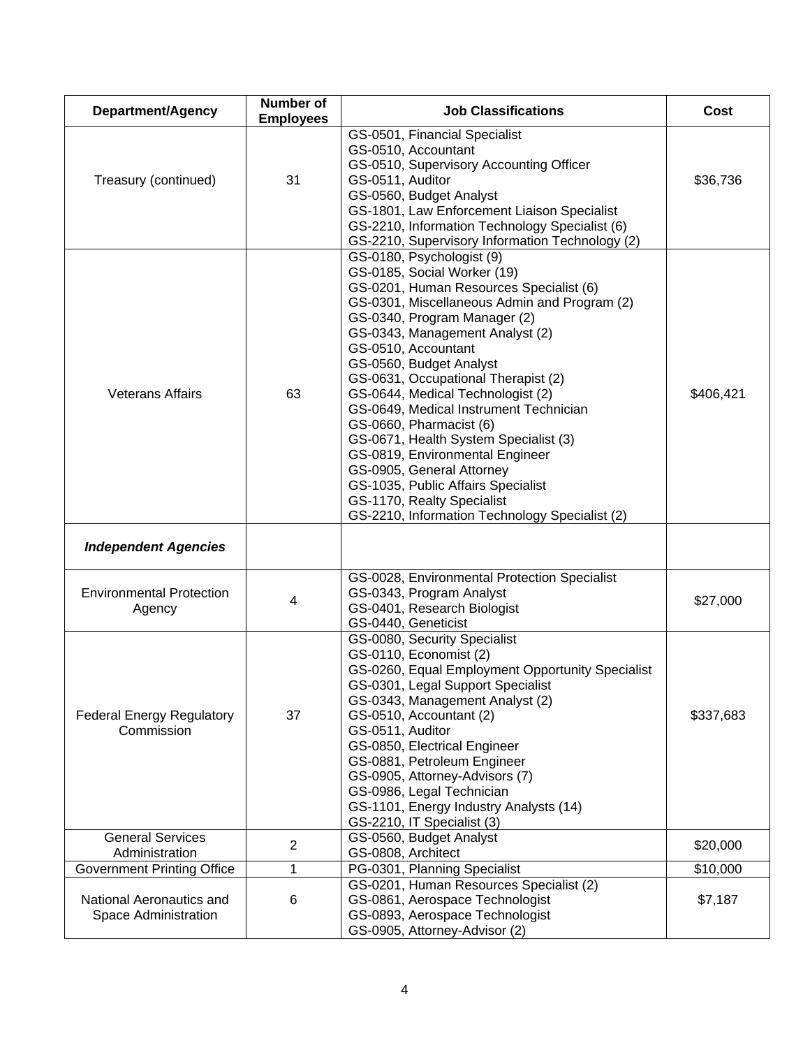| Department/Agency | Number of Employees | Job Classifications | Cost |
|---|---|---|---|
| Treasury (continued) | 31 | GS-0501, Financial Specialist<br>GS-0510, Accountant<br>GS-0510, Supervisory Accounting Officer<br>GS-0511, Auditor<br>GS-0560, Budget Analyst<br>GS-1801, Law Enforcement Liaison Specialist<br>GS-2210, Information Technology Specialist (6)<br>GS-2210, Supervisory Information Technology (2) | $36,736 |
| Veterans Affairs | 63 | GS-0180, Psychologist (9)<br>GS-0185, Social Worker (19)<br>GS-0201, Human Resources Specialist (6)<br>GS-0301, Miscellaneous Admin and Program (2)<br>GS-0340, Program Manager (2)<br>GS-0343, Management Analyst (2)<br>GS-0510, Accountant<br>GS-0560, Budget Analyst<br>GS-0631, Occupational Therapist (2)<br>GS-0644, Medical Technologist (2)<br>GS-0649, Medical Instrument Technician<br>GS-0660, Pharmacist (6)<br>GS-0671, Health System Specialist (3)<br>GS-0819, Environmental Engineer<br>GS-0905, General Attorney<br>GS-1035, Public Affairs Specialist<br>GS-1170, Realty Specialist<br>GS-2210, Information Technology Specialist (2) | $406,421 |
| ***Independent Agencies*** | | | |
| Environmental Protection Agency | 4 | GS-0028, Environmental Protection Specialist<br>GS-0343, Program Analyst<br>GS-0401, Research Biologist<br>GS-0440, Geneticist | $27,000 |
| Federal Energy Regulatory Commission | 37 | GS-0080, Security Specialist<br>GS-0110, Economist (2)<br>GS-0260, Equal Employment Opportunity Specialist<br>GS-0301, Legal Support Specialist<br>GS-0343, Management Analyst (2)<br>GS-0510, Accountant (2)<br>GS-0511, Auditor<br>GS-0850, Electrical Engineer<br>GS-0881, Petroleum Engineer<br>GS-0905, Attorney-Advisors (7)<br>GS-0986, Legal Technician<br>GS-1101, Energy Industry Analysts (14)<br>GS-2210, IT Specialist (3) | $337,683 |
| General Services Administration | 2 | GS-0560, Budget Analyst<br>GS-0808, Architect | $20,000 |
| Government Printing Office | 1 | PG-0301, Planning Specialist | $10,000 |
| National Aeronautics and Space Administration | 6 | GS-0201, Human Resources Specialist (2)<br>GS-0861, Aerospace Technologist<br>GS-0893, Aerospace Technologist<br>GS-0905, Attorney-Advisor (2) | $7,187 |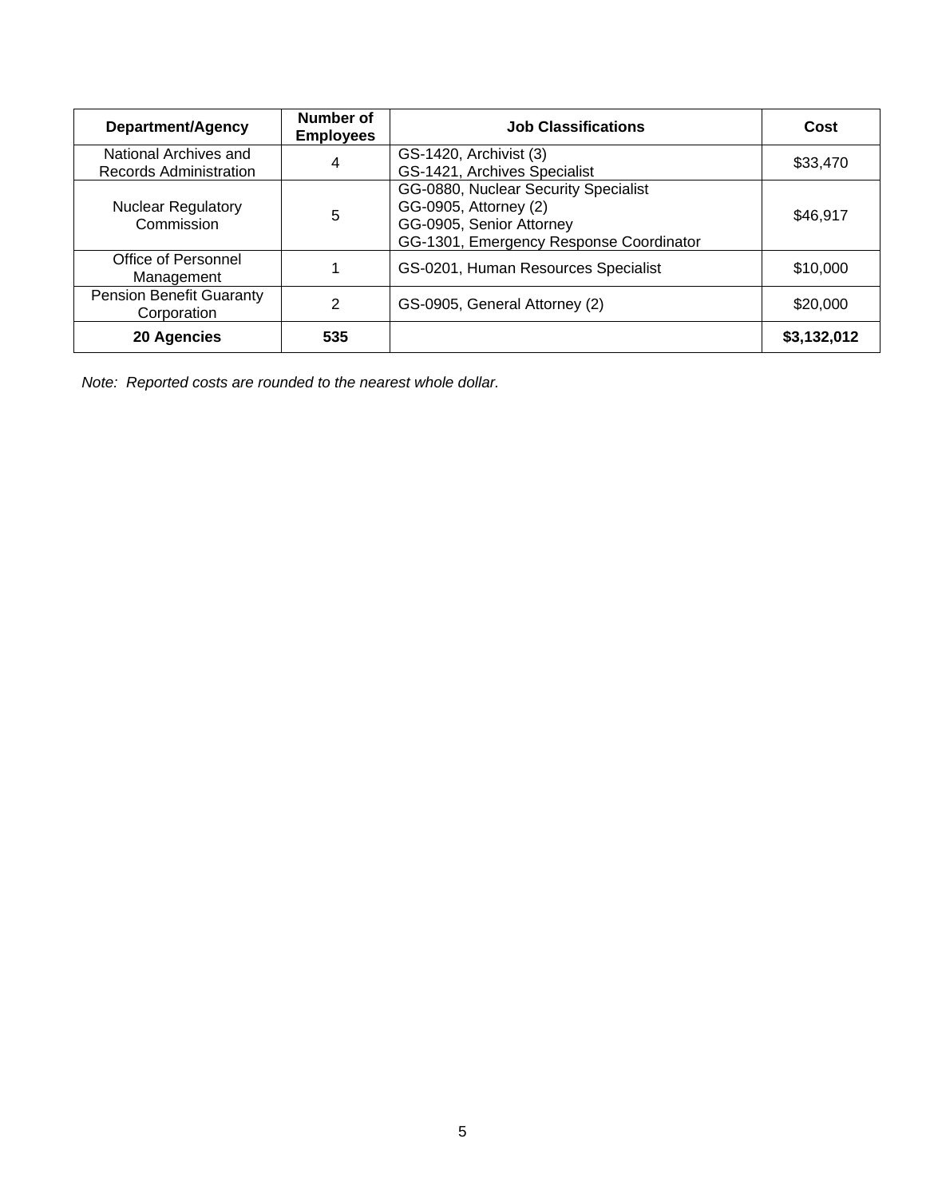| Department/Agency | Number of Employees | Job Classifications | Cost |
|---|---|---|---|
| National Archives and Records Administration | 4 | GS-1420, Archivist (3)<br>GS-1421, Archives Specialist | $33,470 |
| Nuclear Regulatory Commission | 5 | GG-0880, Nuclear Security Specialist<br>GG-0905, Attorney (2)<br>GG-0905, Senior Attorney<br>GG-1301, Emergency Response Coordinator | $46,917 |
| Office of Personnel Management | 1 | GS-0201, Human Resources Specialist | $10,000 |
| Pension Benefit Guaranty Corporation | 2 | GS-0905, General Attorney (2) | $20,000 |
| **20 Agencies** | **535** | | **$3,132,012** |

*Note: Reported costs are rounded to the nearest whole dollar.*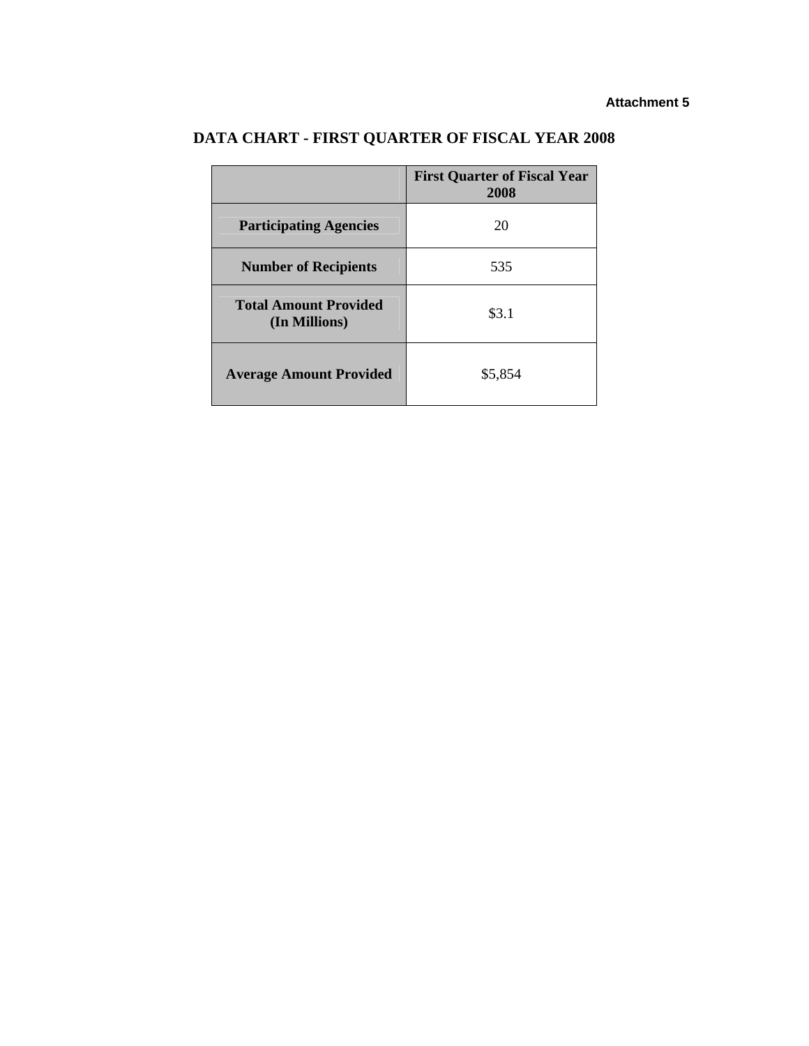**Attachment 5**

# DATA CHART - FIRST QUARTER OF FISCAL YEAR 2008

| | First Quarter of Fiscal Year 2008 |
|---|---|
| **Participating Agencies** | 20 |
| **Number of Recipients** | 535 |
| **Total Amount Provided (In Millions)** | $3.1 |
| **Average Amount Provided** | $5,854 |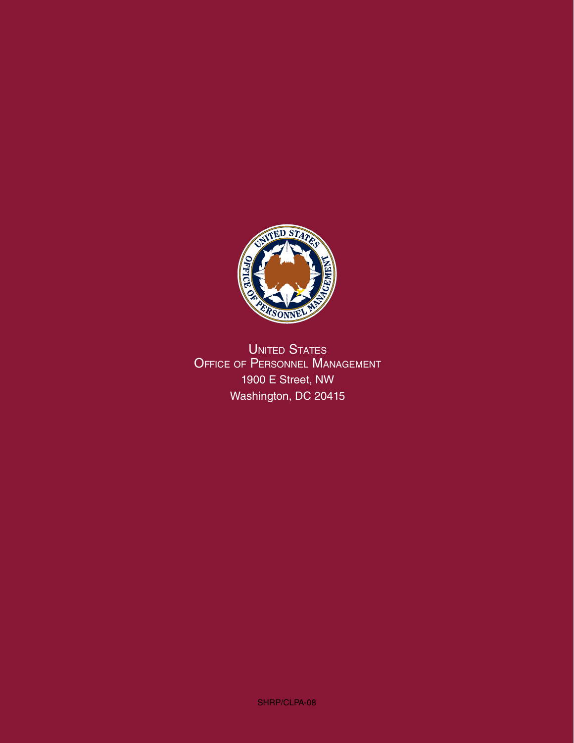United States
Office of Personnel Management
1900 E Street, NW
Washington, DC 20415

SHRP/CLPA-08